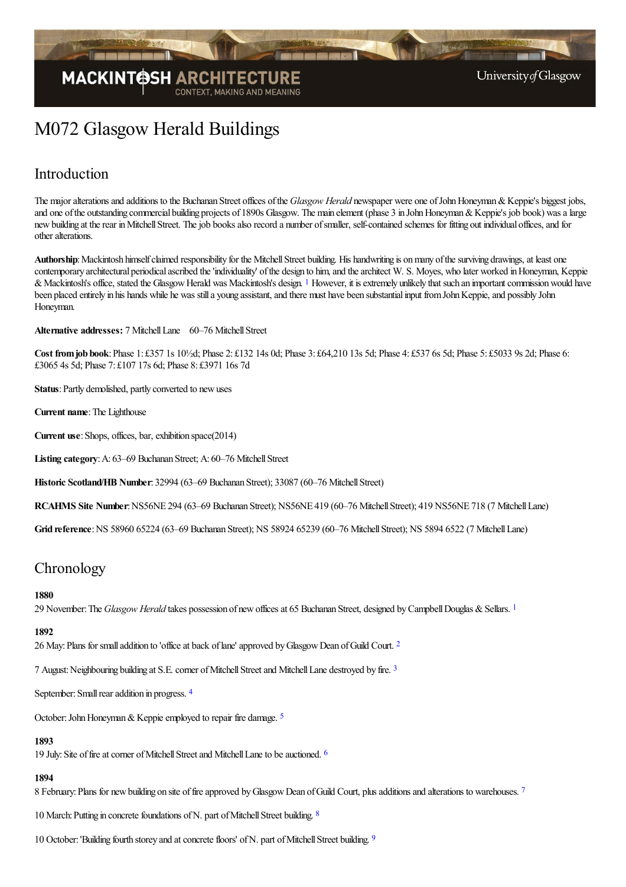# M072 Glasgow Herald Buildings

## Introduction

The major alterations and additions to the Buchanan Street offices of the *Glasgow Herald* newspaper were one of John Honeyman & Keppie's biggest jobs, and one of the outstanding commercial building projects of 1890s Glasgow. The main element (phase 3 in John Honeyman & Keppie's job book) was a large new building at the rear in Mitchell Street. The job books also record a number of smaller, self-contained schemes for fitting out individual offices, and for other alterations.

**Authorship**: Mackintosh himself claimed responsibility for the Mitchell Street building. His handwriting is on many of the surviving drawings, at least one contemporary architectural periodical ascribed the 'individuality' of the design to him, and the architect W. S. Moyes, who later worked in Honeyman, Keppie & Mackintosh's office, stated the Glasgow Herald was Mackintosh's design. [1] However, it is extremely unlikely that such an important commission would have been placed entirely in his hands while he was still a young assistant, and there must have been substantial input from John Keppie, and possibly John Honeyman.

**Alternative addresses:** 7 Mitchell Lane    60–76 Mitchell Street

**Cost from job book**: Phase 1: £357 1s 10½d; Phase 2: £132 14s 0d; Phase 3: £64,210 13s 5d; Phase 4: £537 6s 5d; Phase 5: £5033 9s 2d; Phase 6: £3065 4s 5d; Phase 7: £107 17s 6d; Phase 8: £3971 16s 7d

**Status**: Partly demolished, partly converted to new uses

**Current name**: The Lighthouse

**Current use**: Shops, offices, bar, exhibition space(2014)

**Listing category**: A: 63–69 Buchanan Street; A: 60–76 Mitchell Street

**Historic Scotland/HB Number**: 32994 (63–69 Buchanan Street); 33087 (60–76 Mitchell Street)

**RCAHMS Site Number**: NS56NE 294 (63–69 Buchanan Street); NS56NE 419 (60–76 Mitchell Street); 419 NS56NE 718 (7 Mitchell Lane)

**Grid reference**: NS 58960 65224 (63–69 Buchanan Street); NS 58924 65239 (60–76 Mitchell Street); NS 5894 6522 (7 Mitchell Lane)

## Chronology

**1880**

29 November: The *Glasgow Herald* takes possession of new offices at 65 Buchanan Street, designed by Campbell Douglas & Sellars. [1]

**1892**

26 May: Plans for small addition to 'office at back of lane' approved by Glasgow Dean of Guild Court. [2]

7 August: Neighbouring building at S.E. corner of Mitchell Street and Mitchell Lane destroyed by fire. [3]

September: Small rear addition in progress. [4]

October: John Honeyman & Keppie employed to repair fire damage. [5]

**1893**

19 July: Site of fire at corner of Mitchell Street and Mitchell Lane to be auctioned. [6]

**1894**

8 February: Plans for new building on site of fire approved by Glasgow Dean of Guild Court, plus additions and alterations to warehouses. [7]

10 March: Putting in concrete foundations of N. part of Mitchell Street building. [8]

10 October: 'Building fourth storey and at concrete floors' of N. part of Mitchell Street building. [9]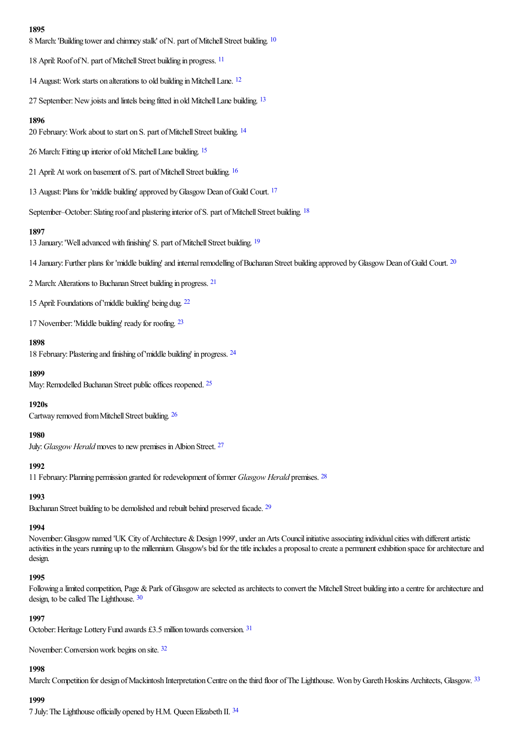**1895**

8 March: 'Building tower and chimney stalk' of N. part of Mitchell Street building. [10]

18 April: Roof of N. part of Mitchell Street building in progress. [11]

14 August: Work starts on alterations to old building in Mitchell Lane. [12]

27 September: New joists and lintels being fitted in old Mitchell Lane building. [13]

**1896**

20 February: Work about to start on S. part of Mitchell Street building. [14]

26 March: Fitting up interior of old Mitchell Lane building. [15]

21 April: At work on basement of S. part of Mitchell Street building. [16]

13 August: Plans for 'middle building' approved by Glasgow Dean of Guild Court. [17]

September–October: Slating roof and plastering interior of S. part of Mitchell Street building. [18]

**1897**

13 January: 'Well advanced with finishing' S. part of Mitchell Street building. [19]

14 January: Further plans for 'middle building' and internal remodelling of Buchanan Street building approved by Glasgow Dean of Guild Court. [20]

2 March: Alterations to Buchanan Street building in progress. [21]

15 April: Foundations of 'middle building' being dug. [22]

17 November: 'Middle building' ready for roofing. [23]

**1898**

18 February: Plastering and finishing of 'middle building' in progress. [24]

**1899**

May: Remodelled Buchanan Street public offices reopened. [25]

**1920s**

Cartway removed from Mitchell Street building. [26]

**1980**

July: *Glasgow Herald* moves to new premises in Albion Street. [27]

**1992**

11 February: Planning permission granted for redevelopment of former *Glasgow Herald* premises. [28]

**1993**

Buchanan Street building to be demolished and rebuilt behind preserved facade. [29]

**1994**

November: Glasgow named 'UK City of Architecture & Design 1999', under an Arts Council initiative associating individual cities with different artistic activities in the years running up to the millennium. Glasgow's bid for the title includes a proposal to create a permanent exhibition space for architecture and design.

**1995**

Following a limited competition, Page & Park of Glasgow are selected as architects to convert the Mitchell Street building into a centre for architecture and design, to be called The Lighthouse. [30]

**1997**

October: Heritage Lottery Fund awards £3.5 million towards conversion. [31]

November: Conversion work begins on site. [32]

**1998**

March: Competition for design of Mackintosh Interpretation Centre on the third floor of The Lighthouse. Won by Gareth Hoskins Architects, Glasgow. [33]

**1999**

7 July: The Lighthouse officially opened by H.M. Queen Elizabeth II. [34]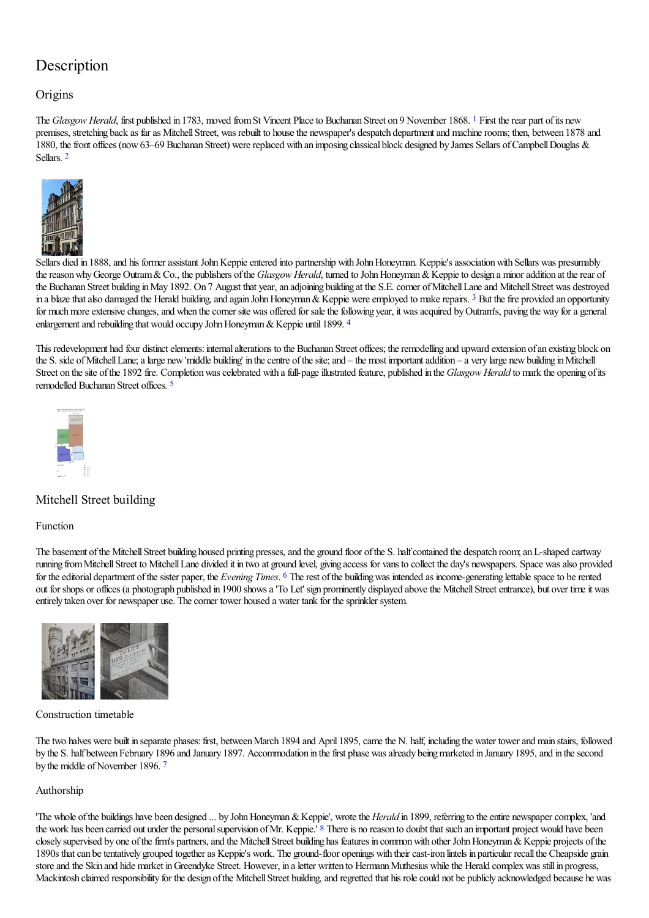# Description

## Origins

The *Glasgow Herald*, first published in 1783, moved from St Vincent Place to Buchanan Street on 9 November 1868. [1] First the rear part of its new premises, stretching back as far as Mitchell Street, was rebuilt to house the newspaper's despatch department and machine rooms; then, between 1878 and 1880, the front offices (now 63–69 Buchanan Street) were replaced with an imposing classical block designed by James Sellars of Campbell Douglas & Sellars. [2]

Sellars died in 1888, and his former assistant John Keppie entered into partnership with John Honeyman. Keppie's association with Sellars was presumably the reason why George Outram & Co., the publishers of the *Glasgow Herald*, turned to John Honeyman & Keppie to design a minor addition at the rear of the Buchanan Street building in May 1892. On 7 August that year, an adjoining building at the S.E. corner of Mitchell Lane and Mitchell Street was destroyed in a blaze that also damaged the Herald building, and again John Honeyman & Keppie were employed to make repairs. [3] But the fire provided an opportunity for much more extensive changes, and when the corner site was offered for sale the following year, it was acquired by Outram's, paving the way for a general enlargement and rebuilding that would occupy John Honeyman & Keppie until 1899. [4]

This redevelopment had four distinct elements: internal alterations to the Buchanan Street offices; the remodelling and upward extension of an existing block on the S. side of Mitchell Lane; a large new 'middle building' in the centre of the site; and – the most important addition – a very large new building in Mitchell Street on the site of the 1892 fire. Completion was celebrated with a full-page illustrated feature, published in the *Glasgow Herald* to mark the opening of its remodelled Buchanan Street offices. [5]

## Mitchell Street building

### Function

The basement of the Mitchell Street building housed printing presses, and the ground floor of the S. half contained the despatch room; an L-shaped cartway running from Mitchell Street to Mitchell Lane divided it in two at ground level, giving access for vans to collect the day's newspapers. Space was also provided for the editorial department of the sister paper, the *Evening Times*. [6] The rest of the building was intended as income-generating lettable space to be rented out for shops or offices (a photograph published in 1900 shows a 'To Let' sign prominently displayed above the Mitchell Street entrance), but over time it was entirely taken over for newspaper use. The corner tower housed a water tank for the sprinkler system.

### Construction timetable

The two halves were built in separate phases: first, between March 1894 and April 1895, came the N. half, including the water tower and main stairs, followed by the S. half between February 1896 and January 1897. Accommodation in the first phase was already being marketed in January 1895, and in the second by the middle of November 1896. [7]

### Authorship

'The whole of the buildings have been designed ... by John Honeyman & Keppie', wrote the *Herald* in 1899, referring to the entire newspaper complex, 'and the work has been carried out under the personal supervision of Mr. Keppie.' [8] There is no reason to doubt that such an important project would have been closely supervised by one of the firm's partners, and the Mitchell Street building has features in common with other John Honeyman & Keppie projects of the 1890s that can be tentatively grouped together as Keppie's work. The ground-floor openings with their cast-iron lintels in particular recall the Cheapside grain store and the Skin and hide market in Greendyke Street. However, in a letter written to Hermann Muthesius while the Herald complex was still in progress, Mackintosh claimed responsibility for the design of the Mitchell Street building, and regretted that his role could not be publicly acknowledged because he was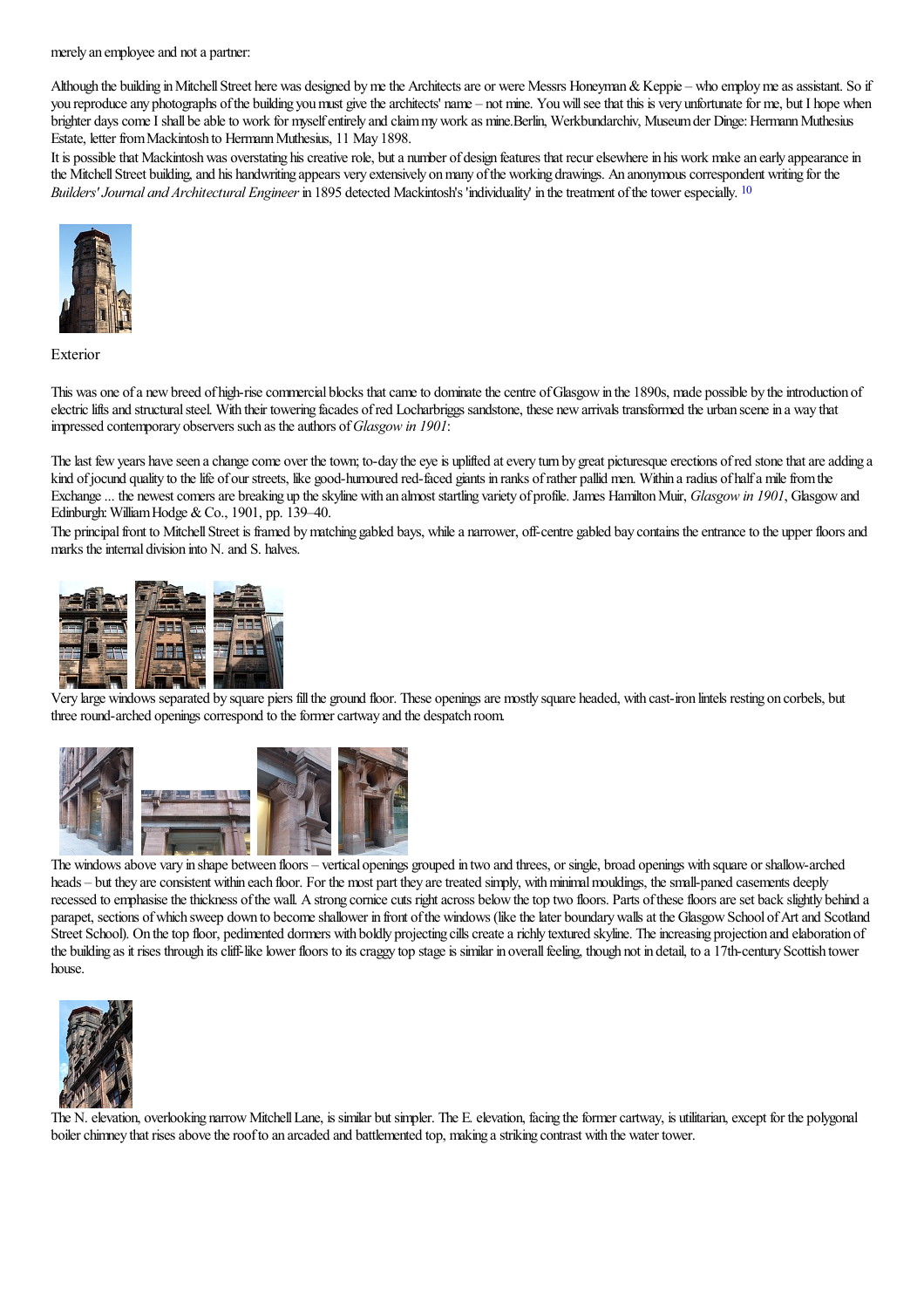merely an employee and not a partner:

Although the building in Mitchell Street here was designed by me the Architects are or were Messrs Honeyman & Keppie – who employ me as assistant. So if you reproduce any photographs of the building you must give the architects' name – not mine. You will see that this is very unfortunate for me, but I hope when brighter days come I shall be able to work for myself entirely and claim my work as mine.Berlin, Werkbundarchiv, Museum der Dinge: Hermann Muthesius Estate, letter from Mackintosh to Hermann Muthesius, 11 May 1898.

It is possible that Mackintosh was overstating his creative role, but a number of design features that recur elsewhere in his work make an early appearance in the Mitchell Street building, and his handwriting appears very extensively on many of the working drawings. An anonymous correspondent writing for the *Builders' Journal and Architectural Engineer* in 1895 detected Mackintosh's 'individuality' in the treatment of the tower especially. [10]

## Exterior

This was one of a new breed of high-rise commercial blocks that came to dominate the centre of Glasgow in the 1890s, made possible by the introduction of electric lifts and structural steel. With their towering facades of red Locharbriggs sandstone, these new arrivals transformed the urban scene in a way that impressed contemporary observers such as the authors of *Glasgow in 1901*:

The last few years have seen a change come over the town; to-day the eye is uplifted at every turn by great picturesque erections of red stone that are adding a kind of jocund quality to the life of our streets, like good-humoured red-faced giants in ranks of rather pallid men. Within a radius of half a mile from the Exchange ... the newest corners are breaking up the skyline with an almost startling variety of profile. James Hamilton Muir, *Glasgow in 1901*, Glasgow and Edinburgh: William Hodge & Co., 1901, pp. 139–40.

The principal front to Mitchell Street is framed by matching gabled bays, while a narrower, off-centre gabled bay contains the entrance to the upper floors and marks the internal division into N. and S. halves.

Very large windows separated by square piers fill the ground floor. These openings are mostly square headed, with cast-iron lintels resting on corbels, but three round-arched openings correspond to the former cartway and the despatch room.

The windows above vary in shape between floors – vertical openings grouped in two and threes, or single, broad openings with square or shallow-arched heads – but they are consistent within each floor. For the most part they are treated simply, with minimal mouldings, the small-paned casements deeply recessed to emphasise the thickness of the wall. A strong cornice cuts right across below the top two floors. Parts of these floors are set back slightly behind a parapet, sections of which sweep down to become shallower in front of the windows (like the later boundary walls at the Glasgow School of Art and Scotland Street School). On the top floor, pedimented dormers with boldly projecting cills create a richly textured skyline. The increasing projection and elaboration of the building as it rises through its cliff-like lower floors to its craggy top stage is similar in overall feeling, though not in detail, to a 17th-century Scottish tower house.

The N. elevation, overlooking narrow Mitchell Lane, is similar but simpler. The E. elevation, facing the former cartway, is utilitarian, except for the polygonal boiler chimney that rises above the roof to an arcaded and battlemented top, making a striking contrast with the water tower.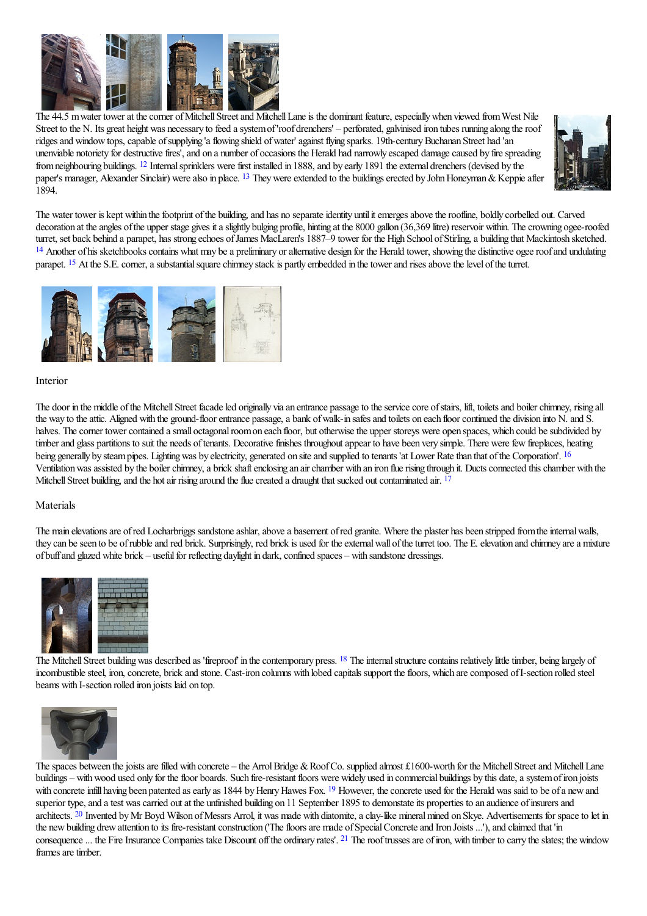The 44.5 m water tower at the corner of Mitchell Street and Mitchell Lane is the dominant feature, especially when viewed from West Nile Street to the N. Its great height was necessary to feed a system of 'roof drenchers' – perforated, galvinised iron tubes running along the roof ridges and window tops, capable of supplying 'a flowing shield of water' against flying sparks. 19th-century Buchanan Street had 'an unenviable notoriety for destructive fires', and on a number of occasions the Herald had narrowly escaped damage caused by fire spreading from neighbouring buildings. [12] Internal sprinklers were first installed in 1888, and by early 1891 the external drenchers (devised by the paper's manager, Alexander Sinclair) were also in place. [13] They were extended to the buildings erected by John Honeyman & Keppie after 1894.

The water tower is kept within the footprint of the building, and has no separate identity until it emerges above the roofline, boldly corbelled out. Carved decoration at the angles of the upper stage gives it a slightly bulging profile, hinting at the 8000 gallon (36,369 litre) reservoir within. The crowning ogee-roofed turret, set back behind a parapet, has strong echoes of James MacLaren's 1887–9 tower for the High School of Stirling, a building that Mackintosh sketched. [14] Another of his sketchbooks contains what may be a preliminary or alternative design for the Herald tower, showing the distinctive ogee roof and undulating parapet. [15] At the S.E. corner, a substantial square chimney stack is partly embedded in the tower and rises above the level of the turret.

## Interior

The door in the middle of the Mitchell Street facade led originally via an entrance passage to the service core of stairs, lift, toilets and boiler chimney, rising all the way to the attic. Aligned with the ground-floor entrance passage, a bank of walk-in safes and toilets on each floor continued the division into N. and S. halves. The corner tower contained a small octagonal room on each floor, but otherwise the upper storeys were open spaces, which could be subdivided by timber and glass partitions to suit the needs of tenants. Decorative finishes throughout appear to have been very simple. There were few fireplaces, heating being generally by steam pipes. Lighting was by electricity, generated on site and supplied to tenants 'at Lower Rate than that of the Corporation'. [16] Ventilation was assisted by the boiler chimney, a brick shaft enclosing an air chamber with an iron flue rising through it. Ducts connected this chamber with the Mitchell Street building, and the hot air rising around the flue created a draught that sucked out contaminated air. [17]

## Materials

The main elevations are of red Locharbriggs sandstone ashlar, above a basement of red granite. Where the plaster has been stripped from the internal walls, they can be seen to be of rubble and red brick. Surprisingly, red brick is used for the external wall of the turret too. The E. elevation and chimney are a mixture of buff and glazed white brick – useful for reflecting daylight in dark, confined spaces – with sandstone dressings.

The Mitchell Street building was described as 'fireproof' in the contemporary press. [18] The internal structure contains relatively little timber, being largely of incombustible steel, iron, concrete, brick and stone. Cast-iron columns with lobed capitals support the floors, which are composed of I-section rolled steel beams with I-section rolled iron joists laid on top.

The spaces between the joists are filled with concrete – the Arrol Bridge & Roof Co. supplied almost £1600-worth for the Mitchell Street and Mitchell Lane buildings – with wood used only for the floor boards. Such fire-resistant floors were widely used in commercial buildings by this date, a system of iron joists with concrete infill having been patented as early as 1844 by Henry Hawes Fox. [19] However, the concrete used for the Herald was said to be of a new and superior type, and a test was carried out at the unfinished building on 11 September 1895 to demonstate its properties to an audience of insurers and architects. [20] Invented by Mr Boyd Wilson of Messrs Arrol, it was made with diatomite, a clay-like mineral mined on Skye. Advertisements for space to let in the new building drew attention to its fire-resistant construction ('The floors are made of Special Concrete and Iron Joists ...'), and claimed that 'in consequence ... the Fire Insurance Companies take Discount off the ordinary rates'. [21] The roof trusses are of iron, with timber to carry the slates; the window frames are timber.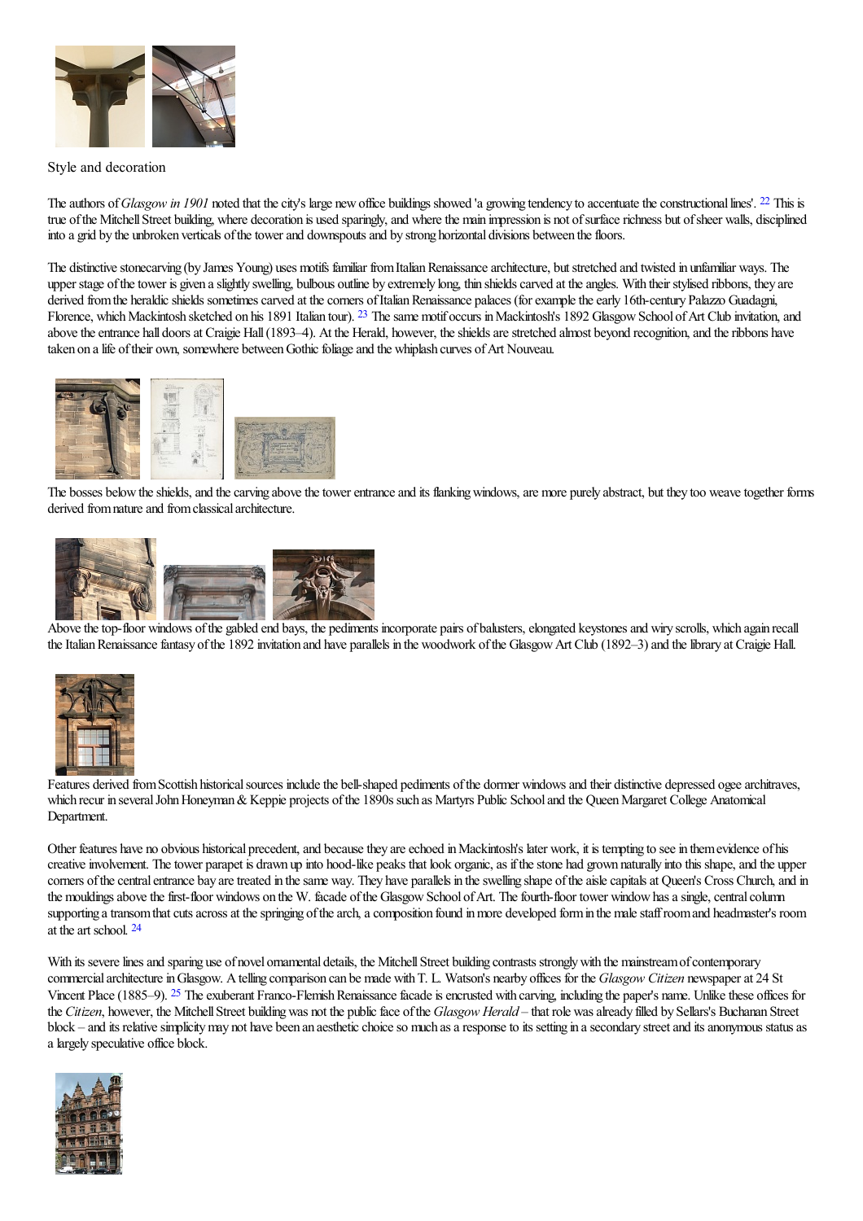## Style and decoration

The authors of *Glasgow in 1901* noted that the city's large new office buildings showed 'a growing tendency to accentuate the constructional lines'. [22] This is true of the Mitchell Street building, where decoration is used sparingly, and where the main impression is not of surface richness but of sheer walls, disciplined into a grid by the unbroken verticals of the tower and downspouts and by strong horizontal divisions between the floors.

The distinctive stonecarving (by James Young) uses motifs familiar from Italian Renaissance architecture, but stretched and twisted in unfamiliar ways. The upper stage of the tower is given a slightly swelling, bulbous outline by extremely long, thin shields carved at the angles. With their stylised ribbons, they are derived from the heraldic shields sometimes carved at the corners of Italian Renaissance palaces (for example the early 16th-century Palazzo Guadagni, Florence, which Mackintosh sketched on his 1891 Italian tour). [23] The same motif occurs in Mackintosh's 1892 Glasgow School of Art Club invitation, and above the entrance hall doors at Craigie Hall (1893–4). At the Herald, however, the shields are stretched almost beyond recognition, and the ribbons have taken on a life of their own, somewhere between Gothic foliage and the whiplash curves of Art Nouveau.

The bosses below the shields, and the carving above the tower entrance and its flanking windows, are more purely abstract, but they too weave together forms derived from nature and from classical architecture.

Above the top-floor windows of the gabled end bays, the pediments incorporate pairs of balusters, elongated keystones and wiry scrolls, which again recall the Italian Renaissance fantasy of the 1892 invitation and have parallels in the woodwork of the Glasgow Art Club (1892–3) and the library at Craigie Hall.

Features derived from Scottish historical sources include the bell-shaped pediments of the dormer windows and their distinctive depressed ogee architraves, which recur in several John Honeyman & Keppie projects of the 1890s such as Martyrs Public School and the Queen Margaret College Anatomical Department.

Other features have no obvious historical precedent, and because they are echoed in Mackintosh's later work, it is tempting to see in them evidence of his creative involvement. The tower parapet is drawn up into hood-like peaks that look organic, as if the stone had grown naturally into this shape, and the upper corners of the central entrance bay are treated in the same way. They have parallels in the swelling shape of the aisle capitals at Queen's Cross Church, and in the mouldings above the first-floor windows on the W. facade of the Glasgow School of Art. The fourth-floor tower window has a single, central column supporting a transom that cuts across at the springing of the arch, a composition found in more developed form in the male staff room and headmaster's room at the art school. [24]

With its severe lines and sparing use of novel ornamental details, the Mitchell Street building contrasts strongly with the mainstream of contemporary commercial architecture in Glasgow. A telling comparison can be made with T. L. Watson's nearby offices for the *Glasgow Citizen* newspaper at 24 St Vincent Place (1885–9). [25] The exuberant Franco-Flemish Renaissance facade is encrusted with carving, including the paper's name. Unlike these offices for the *Citizen*, however, the Mitchell Street building was not the public face of the *Glasgow Herald* – that role was already filled by Sellars's Buchanan Street block – and its relative simplicity may not have been an aesthetic choice so much as a response to its setting in a secondary street and its anonymous status as a largely speculative office block.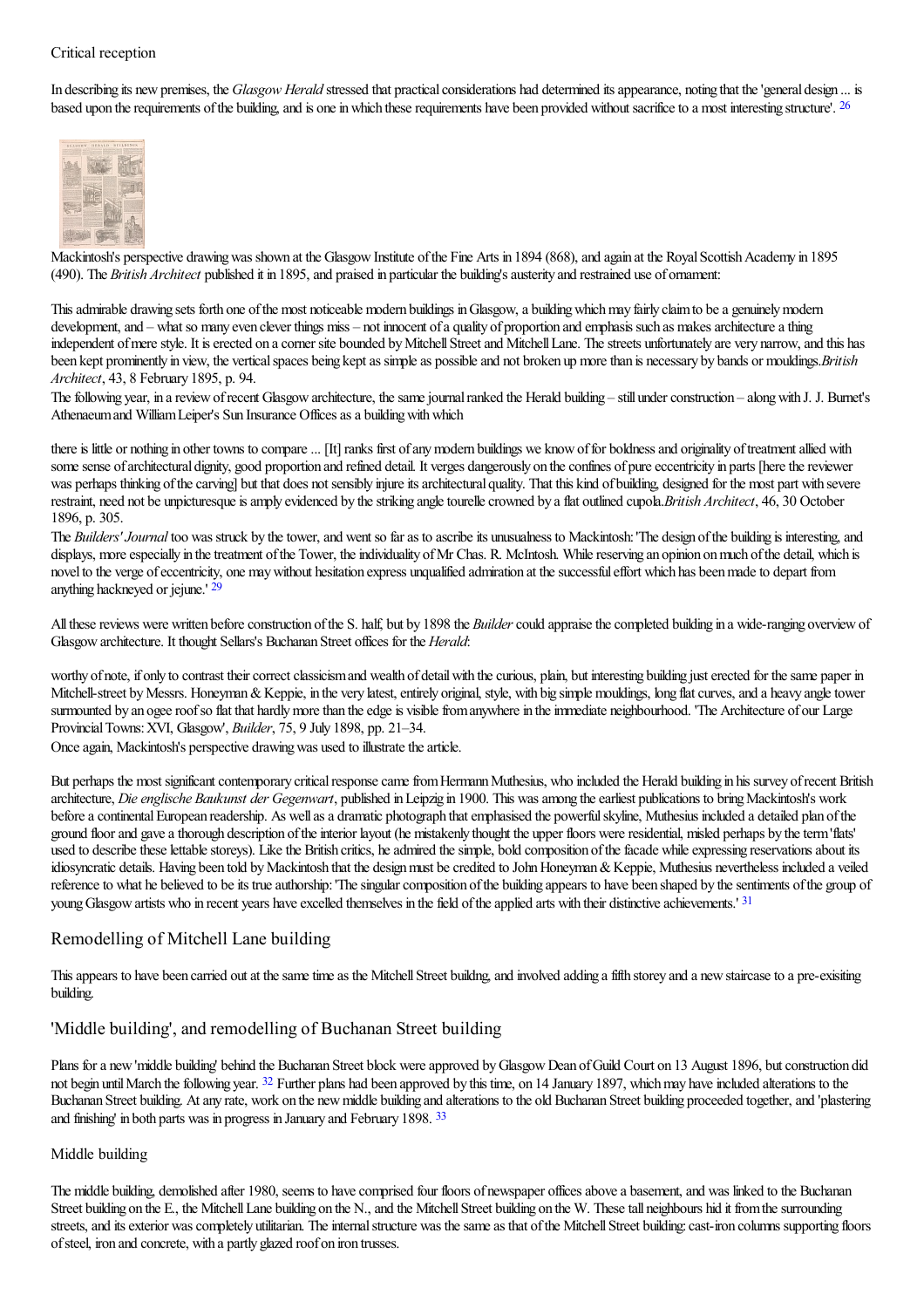### Critical reception

In describing its new premises, the *Glasgow Herald* stressed that practical considerations had determined its appearance, noting that the 'general design ... is based upon the requirements of the building, and is one in which these requirements have been provided without sacrifice to a most interesting structure'. [26]

Mackintosh's perspective drawing was shown at the Glasgow Institute of the Fine Arts in 1894 (868), and again at the Royal Scottish Academy in 1895 (490). The *British Architect* published it in 1895, and praised in particular the building's austerity and restrained use of ornament:

This admirable drawing sets forth one of the most noticeable modern buildings in Glasgow, a building which may fairly claim to be a genuinely modern development, and – what so many even clever things miss – not innocent of a quality of proportion and emphasis such as makes architecture a thing independent of mere style. It is erected on a corner site bounded by Mitchell Street and Mitchell Lane. The streets unfortunately are very narrow, and this has been kept prominently in view, the vertical spaces being kept as simple as possible and not broken up more than is necessary by bands or mouldings.*British Architect*, 43, 8 February 1895, p. 94.

The following year, in a review of recent Glasgow architecture, the same journal ranked the Herald building – still under construction – along with J. J. Burnet's Athenaeum and William Leiper's Sun Insurance Offices as a building with which

there is little or nothing in other towns to compare ... [It] ranks first of any modern buildings we know of for boldness and originality of treatment allied with some sense of architectural dignity, good proportion and refined detail. It verges dangerously on the confines of pure eccentricity in parts [here the reviewer was perhaps thinking of the carving] but that does not sensibly injure its architectural quality. That this kind of building, designed for the most part with severe restraint, need not be unpicturesque is amply evidenced by the striking angle tourelle crowned by a flat outlined cupola.*British Architect*, 46, 30 October 1896, p. 305.

The *Builders' Journal* too was struck by the tower, and went so far as to ascribe its unusualness to Mackintosh: 'The design of the building is interesting, and displays, more especially in the treatment of the Tower, the individuality of Mr Chas. R. McIntosh. While reserving an opinion on much of the detail, which is novel to the verge of eccentricity, one may without hesitation express unqualified admiration at the successful effort which has been made to depart from anything hackneyed or jejune.' [29]

All these reviews were written before construction of the S. half, but by 1898 the *Builder* could appraise the completed building in a wide-ranging overview of Glasgow architecture. It thought Sellars's Buchanan Street offices for the *Herald*:

worthy of note, if only to contrast their correct classicism and wealth of detail with the curious, plain, but interesting building just erected for the same paper in Mitchell-street by Messrs. Honeyman & Keppie, in the very latest, entirely original, style, with big simple mouldings, long flat curves, and a heavy angle tower surmounted by an ogee roof so flat that hardly more than the edge is visible from anywhere in the immediate neighbourhood. 'The Architecture of our Large Provincial Towns: XVI, Glasgow', *Builder*, 75, 9 July 1898, pp. 21–34.

Once again, Mackintosh's perspective drawing was used to illustrate the article.

But perhaps the most significant contemporary critical response came from Hermann Muthesius, who included the Herald building in his survey of recent British architecture, *Die englische Baukunst der Gegenwart*, published in Leipzig in 1900. This was among the earliest publications to bring Mackintosh's work before a continental European readership. As well as a dramatic photograph that emphasised the powerful skyline, Muthesius included a detailed plan of the ground floor and gave a thorough description of the interior layout (he mistakenly thought the upper floors were residential, misled perhaps by the term 'flats' used to describe these lettable storeys). Like the British critics, he admired the simple, bold composition of the facade while expressing reservations about its idiosyncratic details. Having been told by Mackintosh that the design must be credited to John Honeyman & Keppie, Muthesius nevertheless included a veiled reference to what he believed to be its true authorship: 'The singular composition of the building appears to have been shaped by the sentiments of the group of young Glasgow artists who in recent years have excelled themselves in the field of the applied arts with their distinctive achievements.' [31]

## Remodelling of Mitchell Lane building

This appears to have been carried out at the same time as the Mitchell Street buildng, and involved adding a fifth storey and a new staircase to a pre-exisiting building.

## 'Middle building', and remodelling of Buchanan Street building

Plans for a new 'middle building' behind the Buchanan Street block were approved by Glasgow Dean of Guild Court on 13 August 1896, but construction did not begin until March the following year. [32] Further plans had been approved by this time, on 14 January 1897, which may have included alterations to the Buchanan Street building. At any rate, work on the new middle building and alterations to the old Buchanan Street building proceeded together, and 'plastering and finishing' in both parts was in progress in January and February 1898. [33]

### Middle building

The middle building, demolished after 1980, seems to have comprised four floors of newspaper offices above a basement, and was linked to the Buchanan Street building on the E., the Mitchell Lane building on the N., and the Mitchell Street building on the W. These tall neighbours hid it from the surrounding streets, and its exterior was completely utilitarian. The internal structure was the same as that of the Mitchell Street building: cast-iron columns supporting floors of steel, iron and concrete, with a partly glazed roof on iron trusses.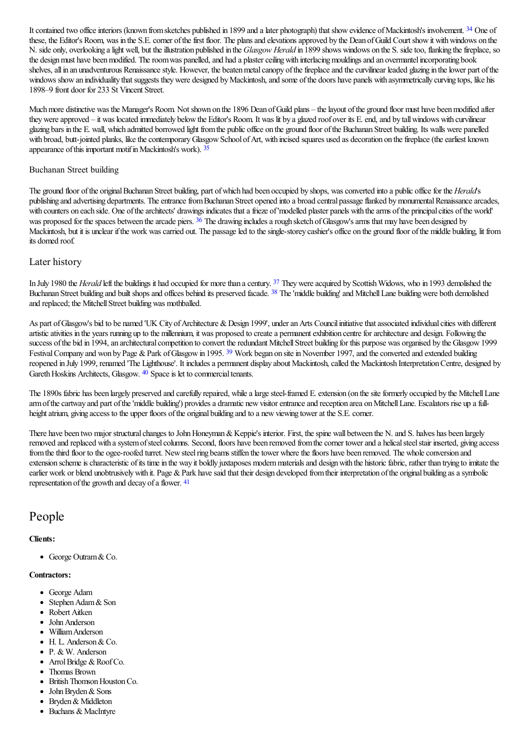It contained two office interiors (known from sketches published in 1899 and a later photograph) that show evidence of Mackintosh's involvement. [34] One of these, the Editor's Room, was in the S.E. corner of the first floor. The plans and elevations approved by the Dean of Guild Court show it with windows on the N. side only, overlooking a light well, but the illustration published in the *Glasgow Herald* in 1899 shows windows on the S. side too, flanking the fireplace, so the design must have been modified. The room was panelled, and had a plaster ceiling with interlacing mouldings and an overmantel incorporating book shelves, all in an unadventurous Renaissance style. However, the beaten metal canopy of the fireplace and the curvilinear leaded glazing in the lower part of the windows show an individuality that suggests they were designed by Mackintosh, and some of the doors have panels with asymmetrically curving tops, like his 1898–9 front door for 233 St Vincent Street.

Much more distinctive was the Manager's Room. Not shown on the 1896 Dean of Guild plans – the layout of the ground floor must have been modified after they were approved – it was located immediately below the Editor's Room. It was lit by a glazed roof over its E. end, and by tall windows with curvilinear glazing bars in the E. wall, which admitted borrowed light from the public office on the ground floor of the Buchanan Street building. Its walls were panelled with broad, butt-jointed planks, like the contemporary Glasgow School of Art, with incised squares used as decoration on the fireplace (the earliest known appearance of this important motif in Mackintosh's work). [35]

### Buchanan Street building

The ground floor of the original Buchanan Street building, part of which had been occupied by shops, was converted into a public office for the *Herald*'s publishing and advertising departments. The entrance from Buchanan Street opened into a broad central passage flanked by monumental Renaissance arcades, with counters on each side. One of the architects' drawings indicates that a frieze of 'modelled plaster panels with the arms of the principal cities of the world' was proposed for the spaces between the arcade piers. [36] The drawing includes a rough sketch of Glasgow's arms that may have been designed by Mackintosh, but it is unclear if the work was carried out. The passage led to the single-storey cashier's office on the ground floor of the middle building, lit from its domed roof.

### Later history

In July 1980 the *Herald* left the buildings it had occupied for more than a century. [37] They were acquired by Scottish Widows, who in 1993 demolished the Buchanan Street building and built shops and offices behind its preserved facade. [38] The 'middle building' and Mitchell Lane building were both demolished and replaced; the Mitchell Street building was mothballed.

As part of Glasgow's bid to be named 'UK City of Architecture & Design 1999', under an Arts Council initiative that associated individual cities with different artistic ativities in the years running up to the millennium, it was proposed to create a permanent exhibition centre for architecture and design. Following the success of the bid in 1994, an architectural competition to convert the redundant Mitchell Street building for this purpose was organised by the Glasgow 1999 Festival Company and won by Page & Park of Glasgow in 1995. [39] Work began on site in November 1997, and the converted and extended building reopened in July 1999, renamed 'The Lighthouse'. It includes a permanent display about Mackintosh, called the Mackintosh Interpretation Centre, designed by Gareth Hoskins Architects, Glasgow. [40] Space is let to commercial tenants.

The 1890s fabric has been largely preserved and carefully repaired, while a large steel-framed E. extension (on the site formerly occupied by the Mitchell Lane arm of the cartway and part of the 'middle building') provides a dramatic new visitor entrance and reception area on Mitchell Lane. Escalators rise up a full-height atrium, giving access to the upper floors of the original building and to a new viewing tower at the S.E. corner.

There have been two major structural changes to John Honeyman & Keppie's interior. First, the spine wall between the N. and S. halves has been largely removed and replaced with a system of steel columns. Second, floors have been removed from the corner tower and a helical steel stair inserted, giving access from the third floor to the ogee-roofed turret. New steel ring beams stiffen the tower where the floors have been removed. The whole conversion and extension scheme is characteristic of its time in the way it boldly juxtaposes modern materials and design with the historic fabric, rather than trying to imitate the earlier work or blend unobtrusively with it. Page & Park have said that their design developed from their interpretation of the original building as a symbolic representation of the growth and decay of a flower. [41]

## People

**Clients:**

- George Outram & Co.

**Contractors:**

- George Adam
- Stephen Adam & Son
- Robert Aitken
- John Anderson
- William Anderson
- H. L. Anderson & Co.
- P. & W. Anderson
- Arrol Bridge & Roof Co.
- Thomas Brown
- British Thomson Houston Co.
- John Bryden & Sons
- Bryden & Middleton
- Buchans & MacIntyre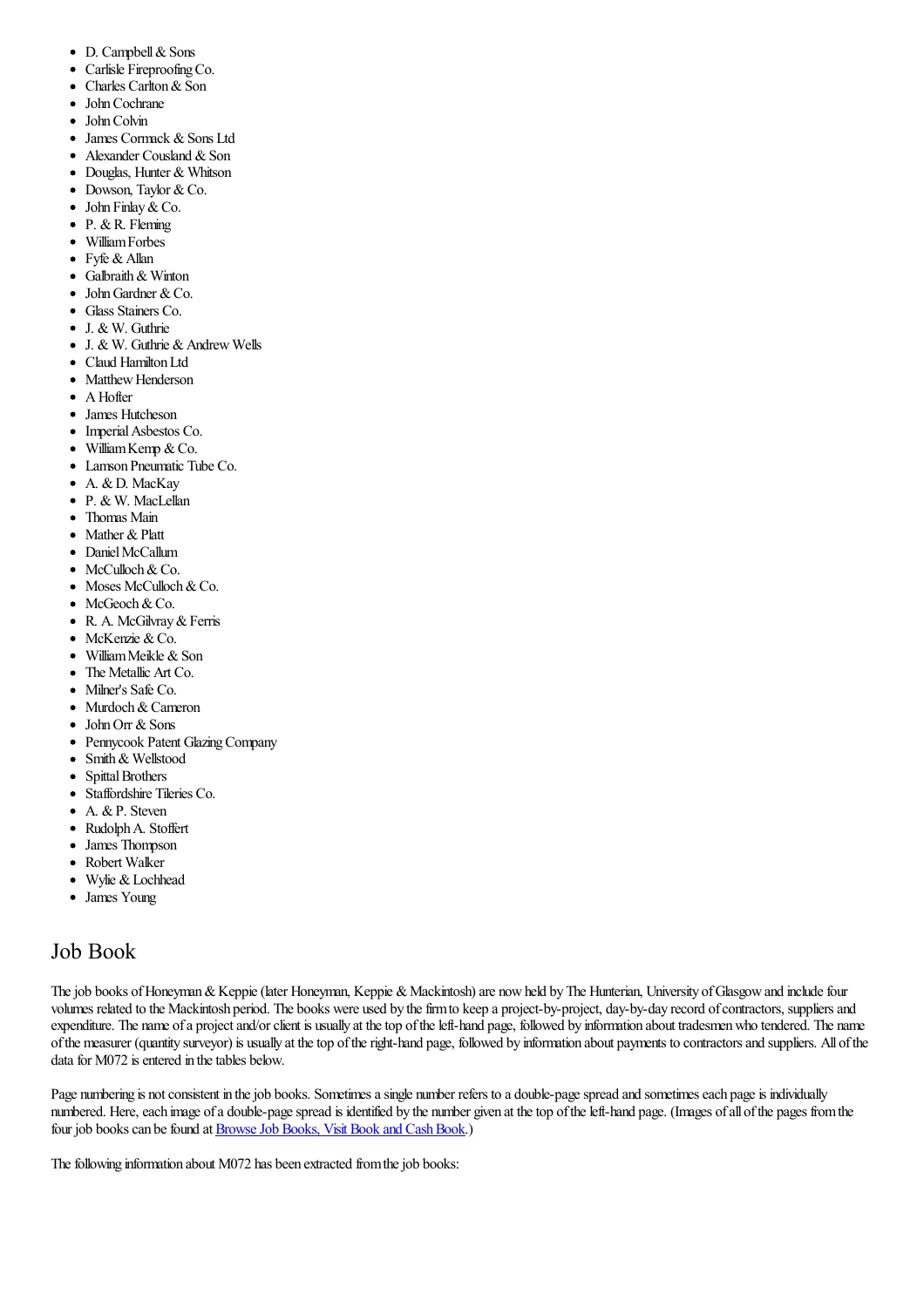- D. Campbell & Sons
- Carlisle Fireproofing Co.
- Charles Carlton & Son
- John Cochrane
- John Colvin
- James Cormack & Sons Ltd
- Alexander Cousland & Son
- Douglas, Hunter & Whitson
- Dowson, Taylor & Co.
- John Finlay & Co.
- P. & R. Fleming
- William Forbes
- Fyfe & Allan
- Galbraith & Winton
- John Gardner & Co.
- Glass Stainers Co.
- J. & W. Guthrie
- J. & W. Guthrie & Andrew Wells
- Claud Hamilton Ltd
- Matthew Henderson
- A Hofter
- James Hutcheson
- Imperial Asbestos Co.
- William Kemp & Co.
- Lamson Pneumatic Tube Co.
- A. & D. MacKay
- P. & W. MacLellan
- Thomas Main
- Mather & Platt
- Daniel McCallum
- McCulloch & Co.
- Moses McCulloch & Co.
- McGeoch & Co.
- R. A. McGilvray & Ferris
- McKenzie & Co.
- William Meikle & Son
- The Metallic Art Co.
- Milner's Safe Co.
- Murdoch & Cameron
- John Orr & Sons
- Pennycook Patent Glazing Company
- Smith & Wellstood
- Spittal Brothers
- Staffordshire Tileries Co.
- A. & P. Steven
- Rudolph A. Stoffert
- James Thompson
- Robert Walker
- Wylie & Lochhead
- James Young

## Job Book

The job books of Honeyman & Keppie (later Honeyman, Keppie & Mackintosh) are now held by The Hunterian, University of Glasgow and include four volumes related to the Mackintosh period. The books were used by the firm to keep a project-by-project, day-by-day record of contractors, suppliers and expenditure. The name of a project and/or client is usually at the top of the left-hand page, followed by information about tradesmen who tendered. The name of the measurer (quantity surveyor) is usually at the top of the right-hand page, followed by information about payments to contractors and suppliers. All of the data for M072 is entered in the tables below.

Page numbering is not consistent in the job books. Sometimes a single number refers to a double-page spread and sometimes each page is individually numbered. Here, each image of a double-page spread is identified by the number given at the top of the left-hand page. (Images of all of the pages from the four job books can be found at Browse Job Books, Visit Book and Cash Book.)

The following information about M072 has been extracted from the job books: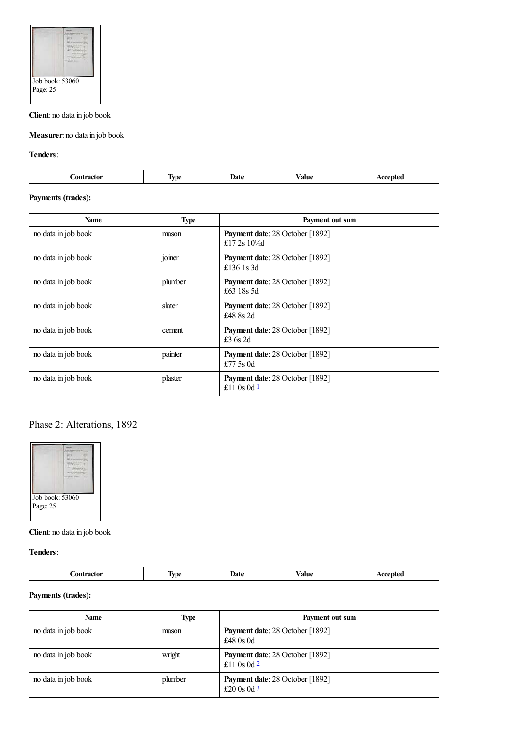Job book: 53060
Page: 25

**Client**: no data in job book

**Measurer**: no data in job book

**Tenders**:

| Contractor | Type | Date | Value | Accepted |
|---|---|---|---|---|

**Payments (trades):**

| Name | Type | Payment out sum |
|---|---|---|
| no data in job book | mason | **Payment date**: 28 October [1892] £17 2s 10½d |
| no data in job book | joiner | **Payment date**: 28 October [1892] £136 1s 3d |
| no data in job book | plumber | **Payment date**: 28 October [1892] £63 18s 5d |
| no data in job book | slater | **Payment date**: 28 October [1892] £48 8s 2d |
| no data in job book | cement | **Payment date**: 28 October [1892] £3 6s 2d |
| no data in job book | painter | **Payment date**: 28 October [1892] £77 5s 0d |
| no data in job book | plaster | **Payment date**: 28 October [1892] £11 0s 0d [1] |

## Phase 2: Alterations, 1892

Job book: 53060
Page: 25

**Client**: no data in job book

**Tenders**:

| Contractor | Type | Date | Value | Accepted |
|---|---|---|---|---|

**Payments (trades):**

| Name | Type | Payment out sum |
|---|---|---|
| no data in job book | mason | **Payment date**: 28 October [1892] £48 0s 0d |
| no data in job book | wright | **Payment date**: 28 October [1892] £11 0s 0d [2] |
| no data in job book | plumber | **Payment date**: 28 October [1892] £20 0s 0d [3] |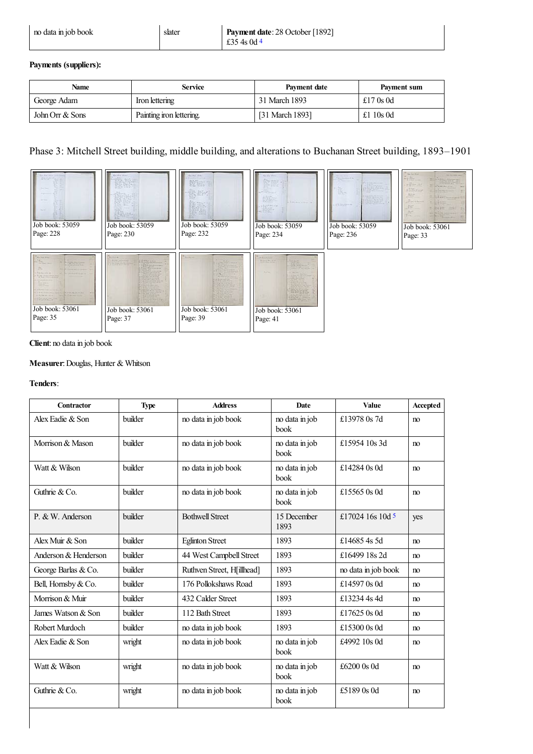| no data in job book | slater | **Payment date**: 28 October [1892] £35 4s 0d [4] |
|---|---|---|

**Payments (suppliers):**

| Name | Service | Payment date | Payment sum |
|---|---|---|---|
| George Adam | Iron lettering | 31 March 1893 | £17 0s 0d |
| John Orr & Sons | Painting iron lettering. | [31 March 1893] | £1 10s 0d |

## Phase 3: Mitchell Street building, middle building, and alterations to Buchanan Street building, 1893–1901

| | | | | | |
|---|---|---|---|---|---|
| Job book: 53059 Page: 228 | Job book: 53059 Page: 230 | Job book: 53059 Page: 232 | Job book: 53059 Page: 234 | Job book: 53059 Page: 236 | Job book: 53061 Page: 33 |
| Job book: 53061 Page: 35 | Job book: 53061 Page: 37 | Job book: 53061 Page: 39 | Job book: 53061 Page: 41 | | |

**Client**: no data in job book

**Measurer**: Douglas, Hunter & Whitson

**Tenders**:

| Contractor | Type | Address | Date | Value | Accepted |
|---|---|---|---|---|---|
| Alex Eadie & Son | builder | no data in job book | no data in job book | £13978 0s 7d | no |
| Morrison & Mason | builder | no data in job book | no data in job book | £15954 10s 3d | no |
| Watt & Wilson | builder | no data in job book | no data in job book | £14284 0s 0d | no |
| Guthrie & Co. | builder | no data in job book | no data in job book | £15565 0s 0d | no |
| P. & W. Anderson | builder | Bothwell Street | 15 December 1893 | £17024 16s 10d [5] | yes |
| Alex Muir & Son | builder | Eglinton Street | 1893 | £14685 4s 5d | no |
| Anderson & Henderson | builder | 44 West Campbell Street | 1893 | £16499 18s 2d | no |
| George Barlas & Co. | builder | Ruthven Street, H[illhead] | 1893 | no data in job book | no |
| Bell, Hornsby & Co. | builder | 176 Pollokshaws Road | 1893 | £14597 0s 0d | no |
| Morrison & Muir | builder | 432 Calder Street | 1893 | £13234 4s 4d | no |
| James Watson & Son | builder | 112 Bath Street | 1893 | £17625 0s 0d | no |
| Robert Murdoch | builder | no data in job book | 1893 | £15300 0s 0d | no |
| Alex Eadie & Son | wright | no data in job book | no data in job book | £4992 10s 0d | no |
| Watt & Wilson | wright | no data in job book | no data in job book | £6200 0s 0d | no |
| Guthrie & Co. | wright | no data in job book | no data in job book | £5189 0s 0d | no |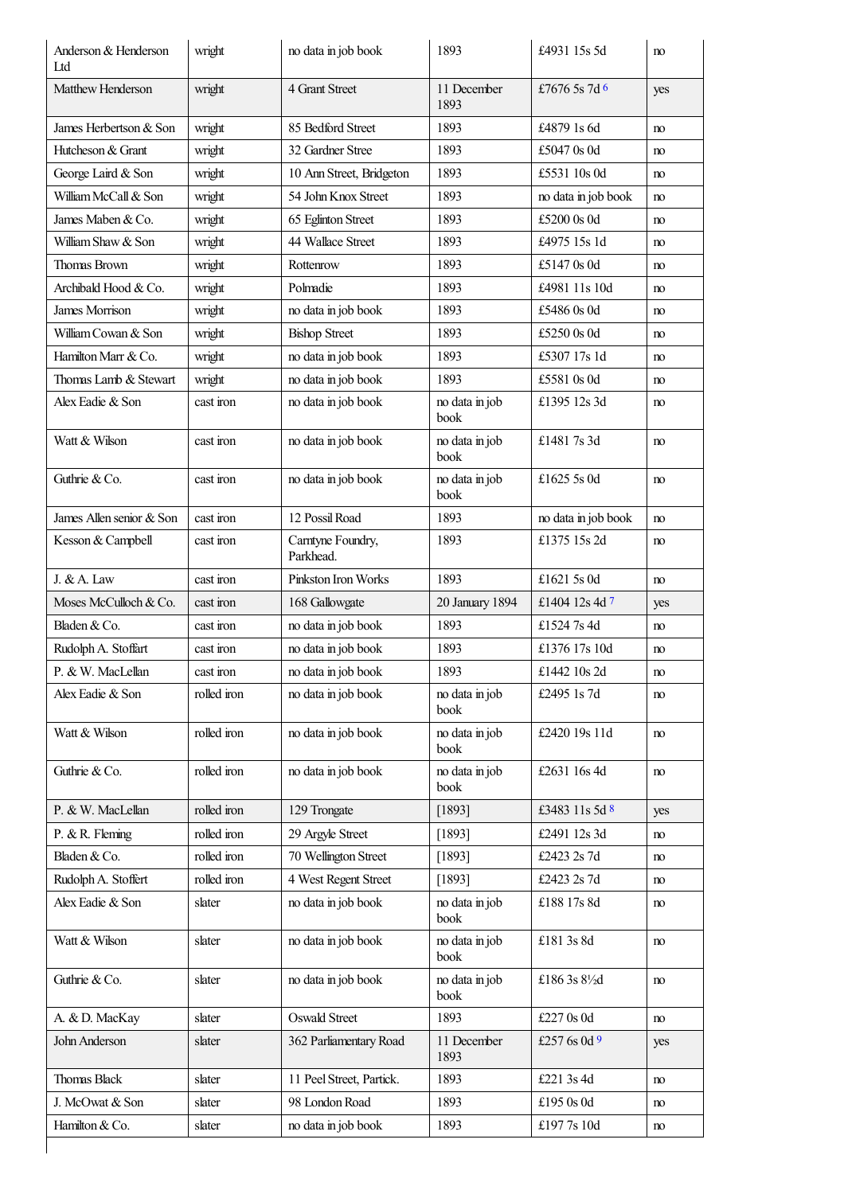| Anderson & Henderson Ltd | wright | no data in job book | 1893 | £4931 15s 5d | no |
|---|---|---|---|---|---|
| Matthew Henderson | wright | 4 Grant Street | 11 December 1893 | £7676 5s 7d [6] | yes |
| James Herbertson & Son | wright | 85 Bedford Street | 1893 | £4879 1s 6d | no |
| Hutcheson & Grant | wright | 32 Gardner Stree | 1893 | £5047 0s 0d | no |
| George Laird & Son | wright | 10 Ann Street, Bridgeton | 1893 | £5531 10s 0d | no |
| William McCall & Son | wright | 54 John Knox Street | 1893 | no data in job book | no |
| James Maben & Co. | wright | 65 Eglinton Street | 1893 | £5200 0s 0d | no |
| William Shaw & Son | wright | 44 Wallace Street | 1893 | £4975 15s 1d | no |
| Thomas Brown | wright | Rottenrow | 1893 | £5147 0s 0d | no |
| Archibald Hood & Co. | wright | Polmadie | 1893 | £4981 11s 10d | no |
| James Morrison | wright | no data in job book | 1893 | £5486 0s 0d | no |
| William Cowan & Son | wright | Bishop Street | 1893 | £5250 0s 0d | no |
| Hamilton Marr & Co. | wright | no data in job book | 1893 | £5307 17s 1d | no |
| Thomas Lamb & Stewart | wright | no data in job book | 1893 | £5581 0s 0d | no |
| Alex Eadie & Son | cast iron | no data in job book | no data in job book | £1395 12s 3d | no |
| Watt & Wilson | cast iron | no data in job book | no data in job book | £1481 7s 3d | no |
| Guthrie & Co. | cast iron | no data in job book | no data in job book | £1625 5s 0d | no |
| James Allen senior & Son | cast iron | 12 Possil Road | 1893 | no data in job book | no |
| Kesson & Campbell | cast iron | Carntyne Foundry, Parkhead. | 1893 | £1375 15s 2d | no |
| J. & A. Law | cast iron | Pinkston Iron Works | 1893 | £1621 5s 0d | no |
| Moses McCulloch & Co. | cast iron | 168 Gallowgate | 20 January 1894 | £1404 12s 4d [7] | yes |
| Bladen & Co. | cast iron | no data in job book | 1893 | £1524 7s 4d | no |
| Rudolph A. Stoffart | cast iron | no data in job book | 1893 | £1376 17s 10d | no |
| P. & W. MacLellan | cast iron | no data in job book | 1893 | £1442 10s 2d | no |
| Alex Eadie & Son | rolled iron | no data in job book | no data in job book | £2495 1s 7d | no |
| Watt & Wilson | rolled iron | no data in job book | no data in job book | £2420 19s 11d | no |
| Guthrie & Co. | rolled iron | no data in job book | no data in job book | £2631 16s 4d | no |
| P. & W. MacLellan | rolled iron | 129 Trongate | [1893] | £3483 11s 5d [8] | yes |
| P. & R. Fleming | rolled iron | 29 Argyle Street | [1893] | £2491 12s 3d | no |
| Bladen & Co. | rolled iron | 70 Wellington Street | [1893] | £2423 2s 7d | no |
| Rudolph A. Stoffert | rolled iron | 4 West Regent Street | [1893] | £2423 2s 7d | no |
| Alex Eadie & Son | slater | no data in job book | no data in job book | £188 17s 8d | no |
| Watt & Wilson | slater | no data in job book | no data in job book | £181 3s 8d | no |
| Guthrie & Co. | slater | no data in job book | no data in job book | £186 3s 8½d | no |
| A. & D. MacKay | slater | Oswald Street | 1893 | £227 0s 0d | no |
| John Anderson | slater | 362 Parliamentary Road | 11 December 1893 | £257 6s 0d [9] | yes |
| Thomas Black | slater | 11 Peel Street, Partick. | 1893 | £221 3s 4d | no |
| J. McOwat & Son | slater | 98 London Road | 1893 | £195 0s 0d | no |
| Hamilton & Co. | slater | no data in job book | 1893 | £197 7s 10d | no |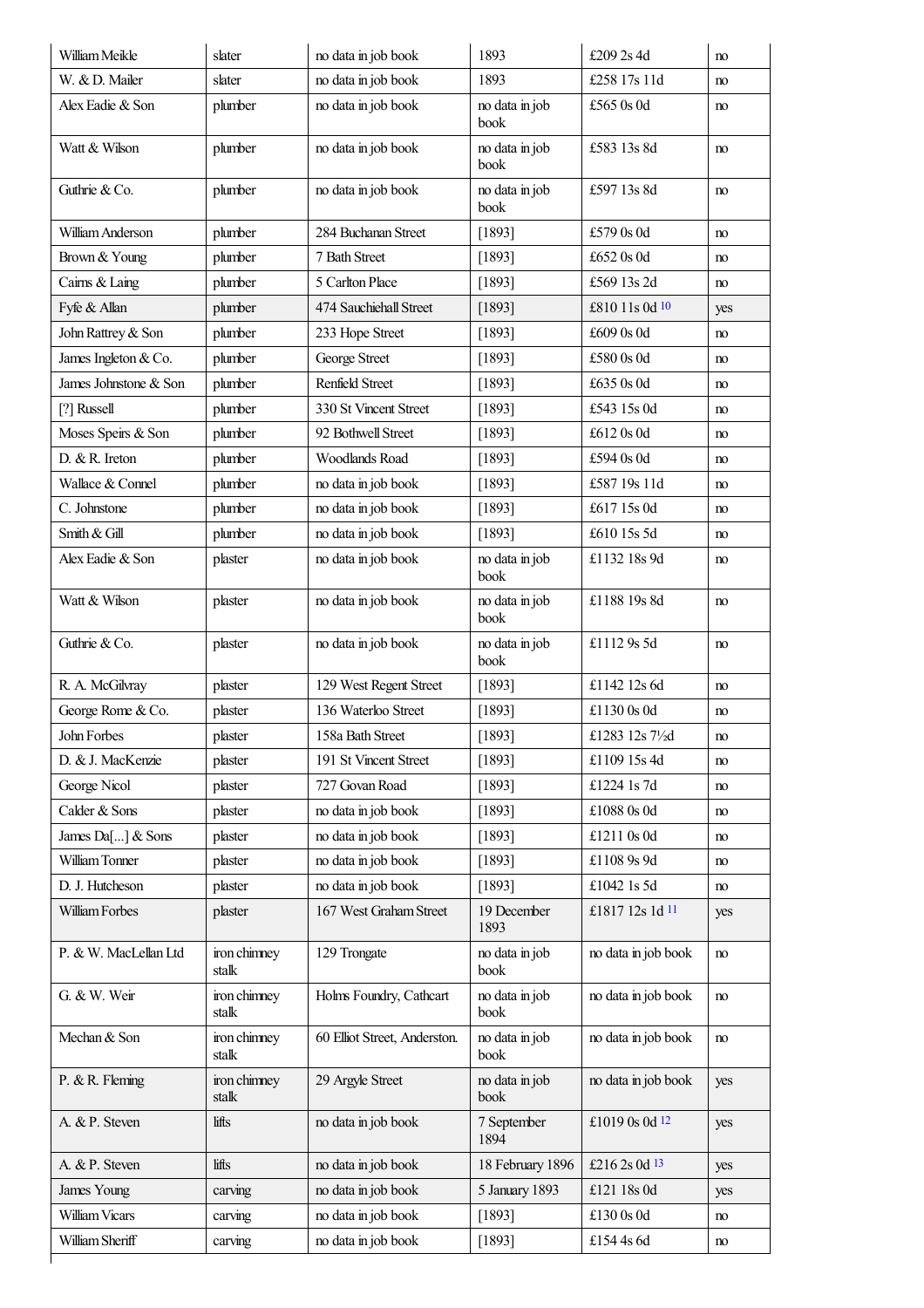| | | | | | |
|---|---|---|---|---|---|
| William Meikle | slater | no data in job book | 1893 | £209 2s 4d | no |
| W. & D. Mailer | slater | no data in job book | 1893 | £258 17s 11d | no |
| Alex Eadie & Son | plumber | no data in job book | no data in job book | £565 0s 0d | no |
| Watt & Wilson | plumber | no data in job book | no data in job book | £583 13s 8d | no |
| Guthrie & Co. | plumber | no data in job book | no data in job book | £597 13s 8d | no |
| William Anderson | plumber | 284 Buchanan Street | [1893] | £579 0s 0d | no |
| Brown & Young | plumber | 7 Bath Street | [1893] | £652 0s 0d | no |
| Cairns & Laing | plumber | 5 Carlton Place | [1893] | £569 13s 2d | no |
| Fyfe & Allan | plumber | 474 Sauchiehall Street | [1893] | £810 11s 0d [10] | yes |
| John Rattrey & Son | plumber | 233 Hope Street | [1893] | £609 0s 0d | no |
| James Ingleton & Co. | plumber | George Street | [1893] | £580 0s 0d | no |
| James Johnstone & Son | plumber | Renfield Street | [1893] | £635 0s 0d | no |
| [?] Russell | plumber | 330 St Vincent Street | [1893] | £543 15s 0d | no |
| Moses Speirs & Son | plumber | 92 Bothwell Street | [1893] | £612 0s 0d | no |
| D. & R. Ireton | plumber | Woodlands Road | [1893] | £594 0s 0d | no |
| Wallace & Connel | plumber | no data in job book | [1893] | £587 19s 11d | no |
| C. Johnstone | plumber | no data in job book | [1893] | £617 15s 0d | no |
| Smith & Gill | plumber | no data in job book | [1893] | £610 15s 5d | no |
| Alex Eadie & Son | plaster | no data in job book | no data in job book | £1132 18s 9d | no |
| Watt & Wilson | plaster | no data in job book | no data in job book | £1188 19s 8d | no |
| Guthrie & Co. | plaster | no data in job book | no data in job book | £1112 9s 5d | no |
| R. A. McGilvray | plaster | 129 West Regent Street | [1893] | £1142 12s 6d | no |
| George Rome & Co. | plaster | 136 Waterloo Street | [1893] | £1130 0s 0d | no |
| John Forbes | plaster | 158a Bath Street | [1893] | £1283 12s 7½d | no |
| D. & J. MacKenzie | plaster | 191 St Vincent Street | [1893] | £1109 15s 4d | no |
| George Nicol | plaster | 727 Govan Road | [1893] | £1224 1s 7d | no |
| Calder & Sons | plaster | no data in job book | [1893] | £1088 0s 0d | no |
| James Da[...] & Sons | plaster | no data in job book | [1893] | £1211 0s 0d | no |
| William Tonner | plaster | no data in job book | [1893] | £1108 9s 9d | no |
| D. J. Hutcheson | plaster | no data in job book | [1893] | £1042 1s 5d | no |
| William Forbes | plaster | 167 West Graham Street | 19 December 1893 | £1817 12s 1d [11] | yes |
| P. & W. MacLellan Ltd | iron chimney stalk | 129 Trongate | no data in job book | no data in job book | no |
| G. & W. Weir | iron chimney stalk | Holms Foundry, Cathcart | no data in job book | no data in job book | no |
| Mechan & Son | iron chimney stalk | 60 Elliot Street, Anderston. | no data in job book | no data in job book | no |
| P. & R. Fleming | iron chimney stalk | 29 Argyle Street | no data in job book | no data in job book | yes |
| A. & P. Steven | lifts | no data in job book | 7 September 1894 | £1019 0s 0d [12] | yes |
| A. & P. Steven | lifts | no data in job book | 18 February 1896 | £216 2s 0d [13] | yes |
| James Young | carving | no data in job book | 5 January 1893 | £121 18s 0d | yes |
| William Vicars | carving | no data in job book | [1893] | £130 0s 0d | no |
| William Sheriff | carving | no data in job book | [1893] | £154 4s 6d | no |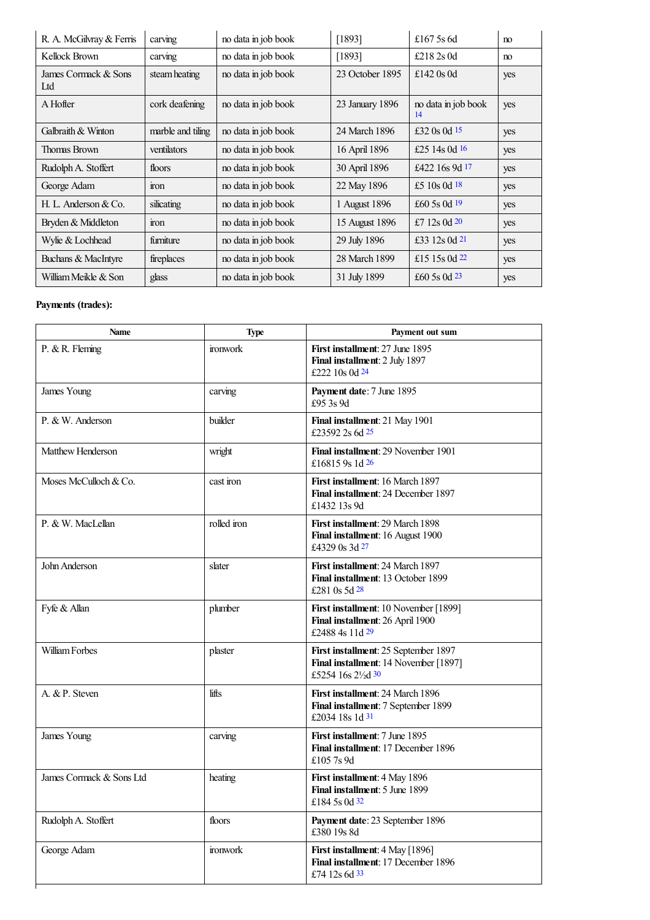| | | | | | |
|---|---|---|---|---|---|
| R. A. McGilvray & Ferris | carving | no data in job book | [1893] | £167 5s 6d | no |
| Kellock Brown | carving | no data in job book | [1893] | £218 2s 0d | no |
| James Cormack & Sons Ltd | steam heating | no data in job book | 23 October 1895 | £142 0s 0d | yes |
| A Hofter | cork deafening | no data in job book | 23 January 1896 | no data in job book [14] | yes |
| Galbraith & Winton | marble and tiling | no data in job book | 24 March 1896 | £32 0s 0d [15] | yes |
| Thomas Brown | ventilators | no data in job book | 16 April 1896 | £25 14s 0d [16] | yes |
| Rudolph A. Stoffert | floors | no data in job book | 30 April 1896 | £422 16s 9d [17] | yes |
| George Adam | iron | no data in job book | 22 May 1896 | £5 10s 0d [18] | yes |
| H. L. Anderson & Co. | silicating | no data in job book | 1 August 1896 | £60 5s 0d [19] | yes |
| Bryden & Middleton | iron | no data in job book | 15 August 1896 | £7 12s 0d [20] | yes |
| Wylie & Lochhead | furniture | no data in job book | 29 July 1896 | £33 12s 0d [21] | yes |
| Buchans & MacIntyre | fireplaces | no data in job book | 28 March 1899 | £15 15s 0d [22] | yes |
| William Meikle & Son | glass | no data in job book | 31 July 1899 | £60 5s 0d [23] | yes |

**Payments (trades):**

| Name | Type | Payment out sum |
|---|---|---|
| P. & R. Fleming | ironwork | **First installment**: 27 June 1895<br>**Final installment**: 2 July 1897<br>£222 10s 0d [24] |
| James Young | carving | **Payment date**: 7 June 1895<br>£95 3s 9d |
| P. & W. Anderson | builder | **Final installment**: 21 May 1901<br>£23592 2s 6d [25] |
| Matthew Henderson | wright | **Final installment**: 29 November 1901<br>£16815 9s 1d [26] |
| Moses McCulloch & Co. | cast iron | **First installment**: 16 March 1897<br>**Final installment**: 24 December 1897<br>£1432 13s 9d |
| P. & W. MacLellan | rolled iron | **First installment**: 29 March 1898<br>**Final installment**: 16 August 1900<br>£4329 0s 3d [27] |
| John Anderson | slater | **First installment**: 24 March 1897<br>**Final installment**: 13 October 1899<br>£281 0s 5d [28] |
| Fyfe & Allan | plumber | **First installment**: 10 November [1899]<br>**Final installment**: 26 April 1900<br>£2488 4s 11d [29] |
| William Forbes | plaster | **First installment**: 25 September 1897<br>**Final installment**: 14 November [1897]<br>£5254 16s 2½d [30] |
| A. & P. Steven | lifts | **First installment**: 24 March 1896<br>**Final installment**: 7 September 1899<br>£2034 18s 1d [31] |
| James Young | carving | **First installment**: 7 June 1895<br>**Final installment**: 17 December 1896<br>£105 7s 9d |
| James Cormack & Sons Ltd | heating | **First installment**: 4 May 1896<br>**Final installment**: 5 June 1899<br>£184 5s 0d [32] |
| Rudolph A. Stoffert | floors | **Payment date**: 23 September 1896<br>£380 19s 8d |
| George Adam | ironwork | **First installment**: 4 May [1896]<br>**Final installment**: 17 December 1896<br>£74 12s 6d [33] |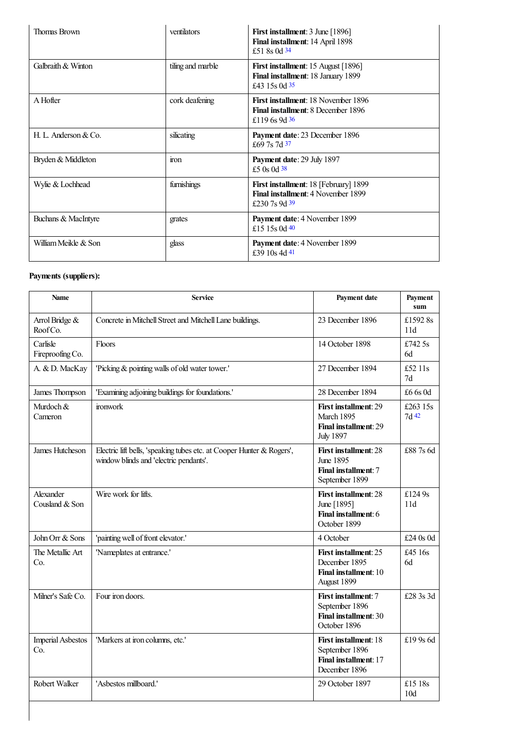| | | |
|---|---|---|
| Thomas Brown | ventilators | **First installment**: 3 June [1896]<br>**Final installment**: 14 April 1898<br>£51 8s 0d [34] |
| Galbraith & Winton | tiling and marble | **First installment**: 15 August [1896]<br>**Final installment**: 18 January 1899<br>£43 15s 0d [35] |
| A Hofter | cork deafening | **First installment**: 18 November 1896<br>**Final installment**: 8 December 1896<br>£119 6s 9d [36] |
| H. L. Anderson & Co. | silicating | **Payment date**: 23 December 1896<br>£69 7s 7d [37] |
| Bryden & Middleton | iron | **Payment date**: 29 July 1897<br>£5 0s 0d [38] |
| Wylie & Lochhead | furnishings | **First installment**: 18 [February] 1899<br>**Final installment**: 4 November 1899<br>£230 7s 9d [39] |
| Buchans & MacIntyre | grates | **Payment date**: 4 November 1899<br>£15 15s 0d [40] |
| William Meikle & Son | glass | **Payment date**: 4 November 1899<br>£39 10s 4d [41] |

**Payments (suppliers):**

| Name | Service | Payment date | Payment sum |
|---|---|---|---|
| Arrol Bridge & Roof Co. | Concrete in Mitchell Street and Mitchell Lane buildings. | 23 December 1896 | £1592 8s 11d |
| Carlisle Fireproofing Co. | Floors | 14 October 1898 | £742 5s 6d |
| A. & D. MacKay | 'Picking & pointing walls of old water tower.' | 27 December 1894 | £52 11s 7d |
| James Thompson | 'Examining adjoining buildings for foundations.' | 28 December 1894 | £6 6s 0d |
| Murdoch & Cameron | ironwork | **First installment**: 29 March 1895<br>**Final installment**: 29 July 1897 | £263 15s 7d [42] |
| James Hutcheson | Electric lift bells, 'speaking tubes etc. at Cooper Hunter & Rogers', window blinds and 'electric pendants'. | **First installment**: 28 June 1895<br>**Final installment**: 7 September 1899 | £88 7s 6d |
| Alexander Cousland & Son | Wire work for lifts. | **First installment**: 28 June [1895]<br>**Final installment**: 6 October 1899 | £124 9s 11d |
| John Orr & Sons | 'painting well of front elevator.' | 4 October | £24 0s 0d |
| The Metallic Art Co. | 'Nameplates at entrance.' | **First installment**: 25 December 1895<br>**Final installment**: 10 August 1899 | £45 16s 6d |
| Milner's Safe Co. | Four iron doors. | **First installment**: 7 September 1896<br>**Final installment**: 30 October 1896 | £28 3s 3d |
| Imperial Asbestos Co. | 'Markers at iron columns, etc.' | **First installment**: 18 September 1896<br>**Final installment**: 17 December 1896 | £19 9s 6d |
| Robert Walker | 'Asbestos millboard.' | 29 October 1897 | £15 18s 10d |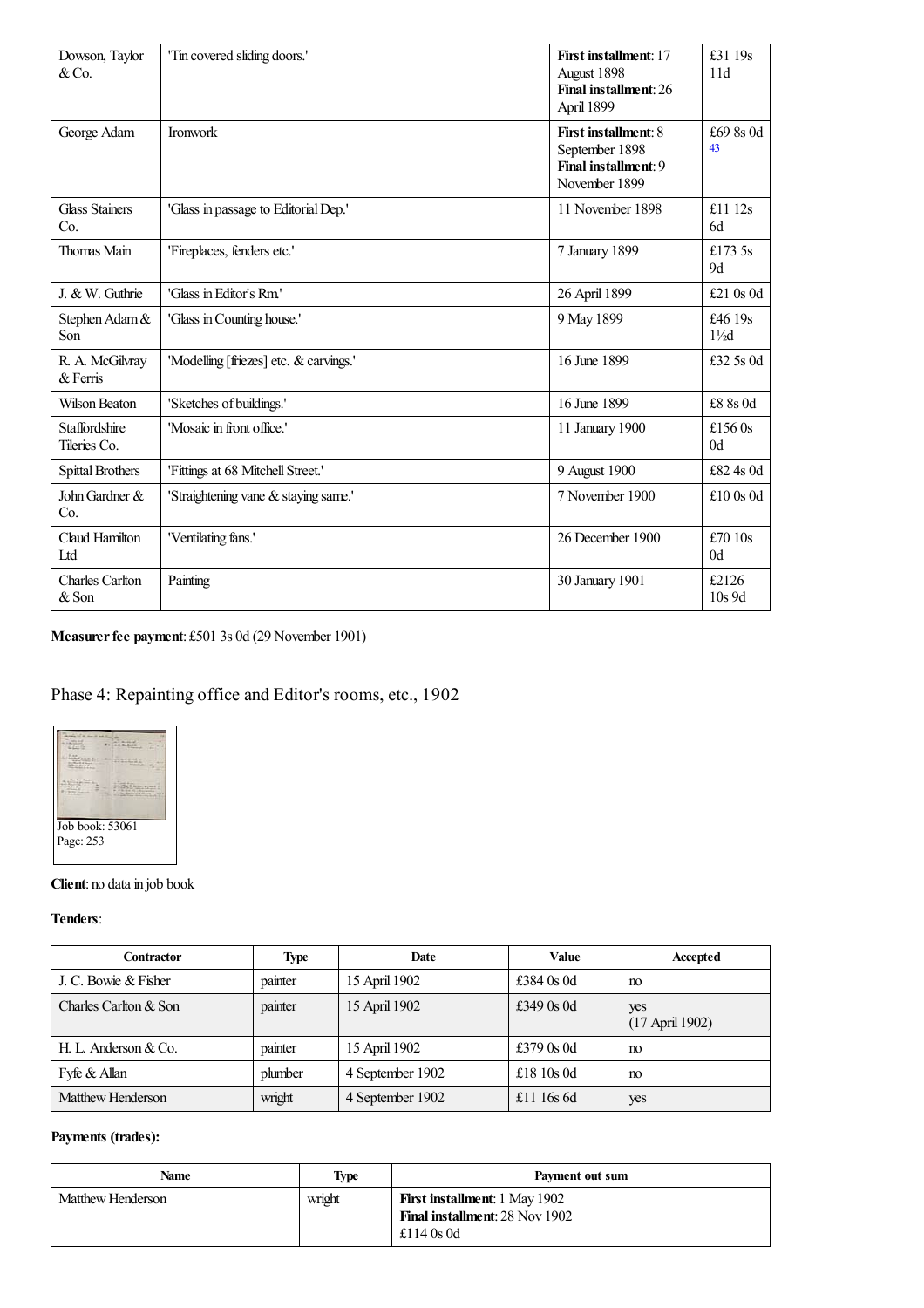| | | | |
|---|---|---|---|
| Dowson, Taylor & Co. | 'Tin covered sliding doors.' | **First installment**: 17 August 1898 **Final installment**: 26 April 1899 | £31 19s 11d |
| George Adam | Ironwork | **First installment**: 8 September 1898 **Final installment**: 9 November 1899 | £69 8s 0d [43] |
| Glass Stainers Co. | 'Glass in passage to Editorial Dep.' | 11 November 1898 | £11 12s 6d |
| Thomas Main | 'Fireplaces, fenders etc.' | 7 January 1899 | £173 5s 9d |
| J. & W. Guthrie | 'Glass in Editor's Rm.' | 26 April 1899 | £21 0s 0d |
| Stephen Adam & Son | 'Glass in Counting house.' | 9 May 1899 | £46 19s 1½d |
| R. A. McGilvray & Ferris | 'Modelling [friezes] etc. & carvings.' | 16 June 1899 | £32 5s 0d |
| Wilson Beaton | 'Sketches of buildings.' | 16 June 1899 | £8 8s 0d |
| Staffordshire Tileries Co. | 'Mosaic in front office.' | 11 January 1900 | £156 0s 0d |
| Spittal Brothers | 'Fittings at 68 Mitchell Street.' | 9 August 1900 | £82 4s 0d |
| John Gardner & Co. | 'Straightening vane & staying same.' | 7 November 1900 | £10 0s 0d |
| Claud Hamilton Ltd | 'Ventilating fans.' | 26 December 1900 | £70 10s 0d |
| Charles Carlton & Son | Painting | 30 January 1901 | £2126 10s 9d |

**Measurer fee payment**: £501 3s 0d (29 November 1901)

## Phase 4: Repainting office and Editor's rooms, etc., 1902

Job book: 53061
Page: 253

**Client**: no data in job book

**Tenders**:

| Contractor | Type | Date | Value | Accepted |
|---|---|---|---|---|
| J. C. Bowie & Fisher | painter | 15 April 1902 | £384 0s 0d | no |
| Charles Carlton & Son | painter | 15 April 1902 | £349 0s 0d | yes (17 April 1902) |
| H. L. Anderson & Co. | painter | 15 April 1902 | £379 0s 0d | no |
| Fyfe & Allan | plumber | 4 September 1902 | £18 10s 0d | no |
| Matthew Henderson | wright | 4 September 1902 | £11 16s 6d | yes |

**Payments (trades):**

| Name | Type | Payment out sum |
|---|---|---|
| Matthew Henderson | wright | **First installment**: 1 May 1902 **Final installment**: 28 Nov 1902 £114 0s 0d |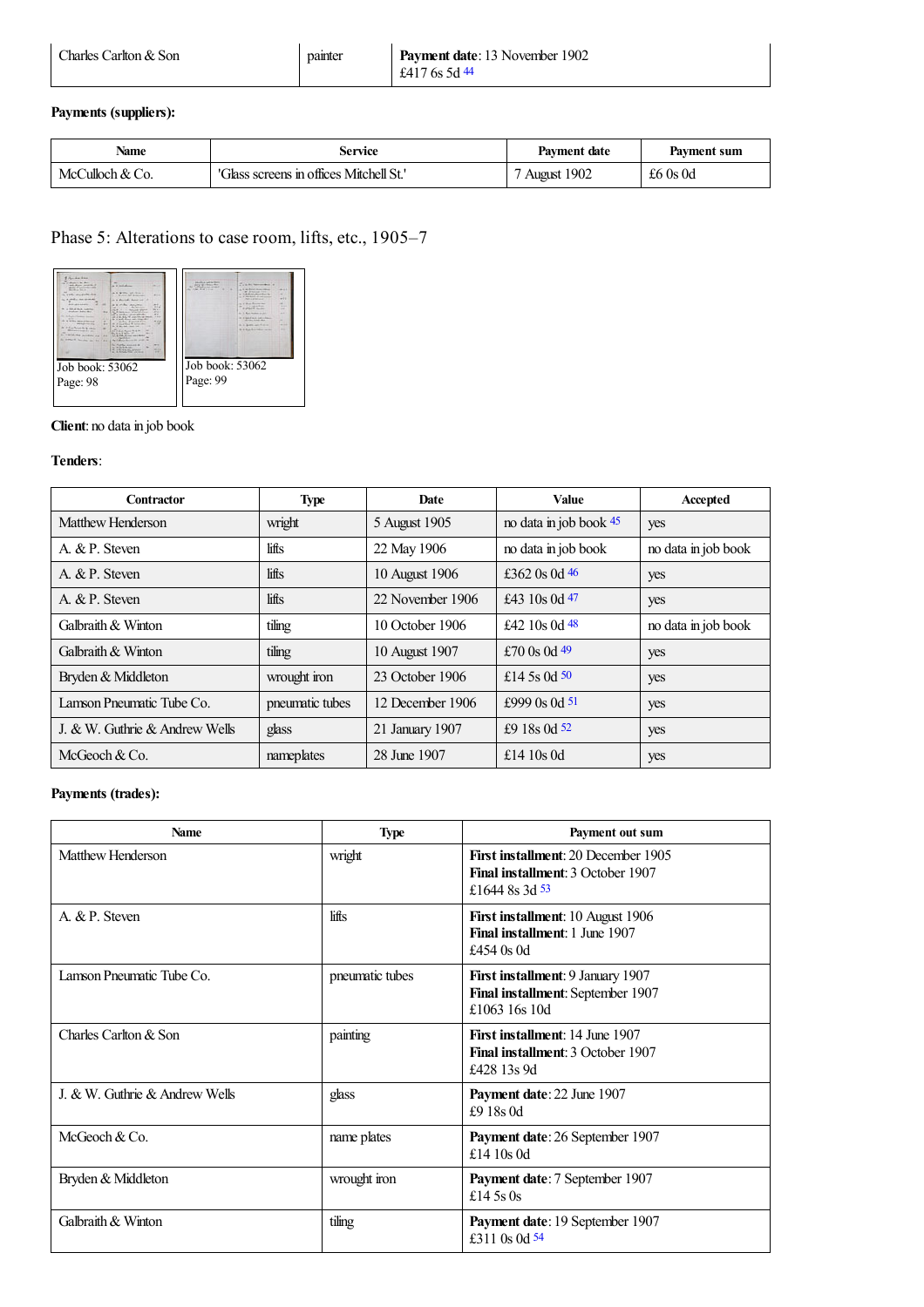| Charles Carlton & Son | painter | **Payment date**: 13 November 1902<br>£417 6s 5d [44] |
|---|---|---|

**Payments (suppliers):**

| Name | Service | Payment date | Payment sum |
|---|---|---|---|
| McCulloch & Co. | 'Glass screens in offices Mitchell St.' | 7 August 1902 | £6 0s 0d |

## Phase 5: Alterations to case room, lifts, etc., 1905–7

Job book: 53062
Page: 98

Job book: 53062
Page: 99

**Client**: no data in job book

**Tenders**:

| Contractor | Type | Date | Value | Accepted |
|---|---|---|---|---|
| Matthew Henderson | wright | 5 August 1905 | no data in job book [45] | yes |
| A. & P. Steven | lifts | 22 May 1906 | no data in job book | no data in job book |
| A. & P. Steven | lifts | 10 August 1906 | £362 0s 0d [46] | yes |
| A. & P. Steven | lifts | 22 November 1906 | £43 10s 0d [47] | yes |
| Galbraith & Winton | tiling | 10 October 1906 | £42 10s 0d [48] | no data in job book |
| Galbraith & Winton | tiling | 10 August 1907 | £70 0s 0d [49] | yes |
| Bryden & Middleton | wrought iron | 23 October 1906 | £14 5s 0d [50] | yes |
| Lamson Pneumatic Tube Co. | pneumatic tubes | 12 December 1906 | £999 0s 0d [51] | yes |
| J. & W. Guthrie & Andrew Wells | glass | 21 January 1907 | £9 18s 0d [52] | yes |
| McGeoch & Co. | nameplates | 28 June 1907 | £14 10s 0d | yes |

**Payments (trades):**

| Name | Type | Payment out sum |
|---|---|---|
| Matthew Henderson | wright | **First installment**: 20 December 1905<br>**Final installment**: 3 October 1907<br>£1644 8s 3d [53] |
| A. & P. Steven | lifts | **First installment**: 10 August 1906<br>**Final installment**: 1 June 1907<br>£454 0s 0d |
| Lamson Pneumatic Tube Co. | pneumatic tubes | **First installment**: 9 January 1907<br>**Final installment**: September 1907<br>£1063 16s 10d |
| Charles Carlton & Son | painting | **First installment**: 14 June 1907<br>**Final installment**: 3 October 1907<br>£428 13s 9d |
| J. & W. Guthrie & Andrew Wells | glass | **Payment date**: 22 June 1907<br>£9 18s 0d |
| McGeoch & Co. | name plates | **Payment date**: 26 September 1907<br>£14 10s 0d |
| Bryden & Middleton | wrought iron | **Payment date**: 7 September 1907<br>£14 5s 0s |
| Galbraith & Winton | tiling | **Payment date**: 19 September 1907<br>£311 0s 0d [54] |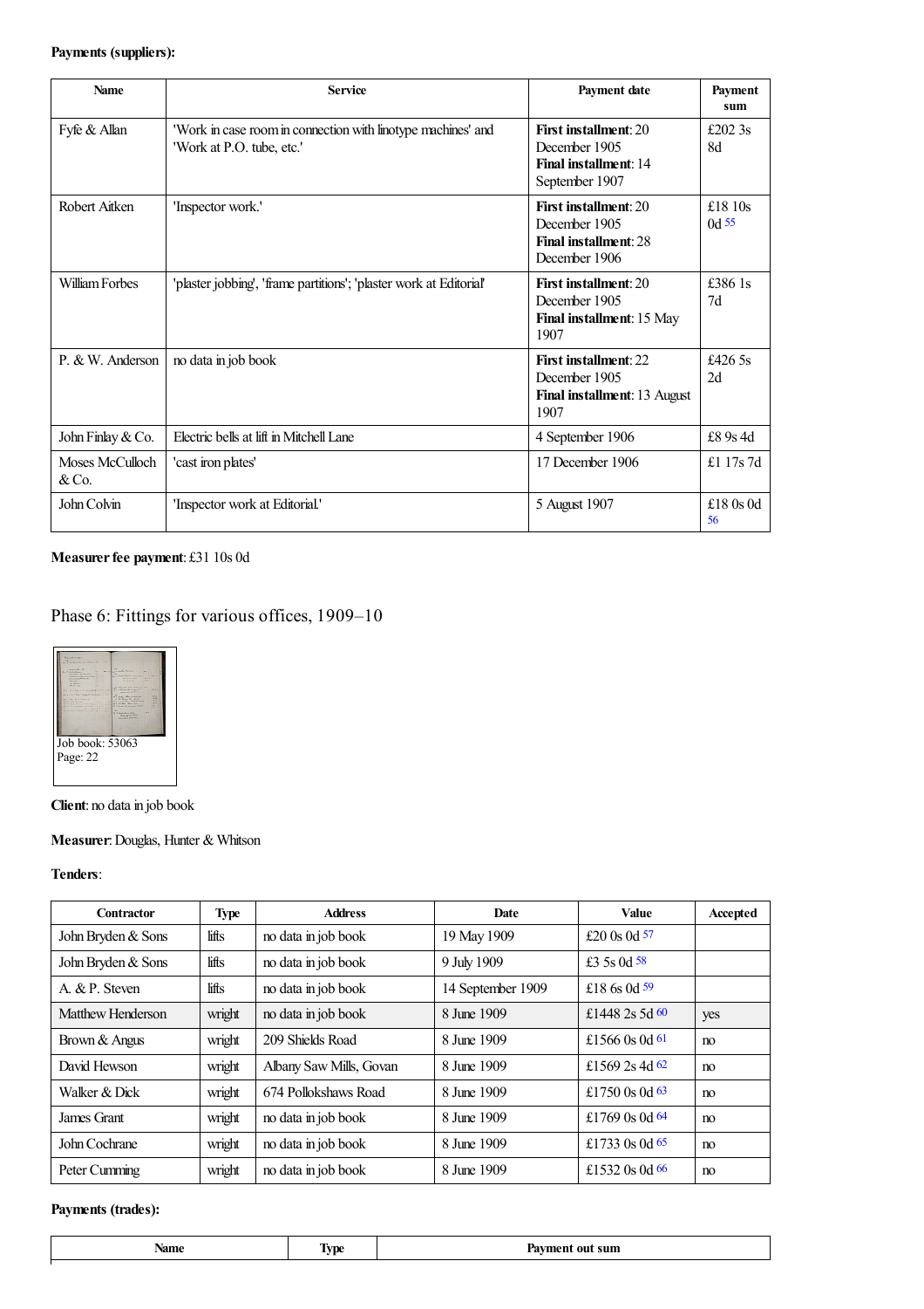**Payments (suppliers):**

| Name | Service | Payment date | Payment sum |
|---|---|---|---|
| Fyfe & Allan | 'Work in case room in connection with linotype machines' and 'Work at P.O. tube, etc.' | **First installment**: 20 December 1905 **Final installment**: 14 September 1907 | £202 3s 8d |
| Robert Aitken | 'Inspector work.' | **First installment**: 20 December 1905 **Final installment**: 28 December 1906 | £18 10s 0d [55] |
| William Forbes | 'plaster jobbing', 'frame partitions'; 'plaster work at Editorial' | **First installment**: 20 December 1905 **Final installment**: 15 May 1907 | £386 1s 7d |
| P. & W. Anderson | no data in job book | **First installment**: 22 December 1905 **Final installment**: 13 August 1907 | £426 5s 2d |
| John Finlay & Co. | Electric bells at lift in Mitchell Lane | 4 September 1906 | £8 9s 4d |
| Moses McCulloch & Co. | 'cast iron plates' | 17 December 1906 | £1 17s 7d |
| John Colvin | 'Inspector work at Editorial.' | 5 August 1907 | £18 0s 0d [56] |

**Measurer fee payment**: £31 10s 0d

## Phase 6: Fittings for various offices, 1909–10

Job book: 53063
Page: 22

**Client**: no data in job book

**Measurer**: Douglas, Hunter & Whitson

**Tenders**:

| Contractor | Type | Address | Date | Value | Accepted |
|---|---|---|---|---|---|
| John Bryden & Sons | lifts | no data in job book | 19 May 1909 | £20 0s 0d [57] | |
| John Bryden & Sons | lifts | no data in job book | 9 July 1909 | £3 5s 0d [58] | |
| A. & P. Steven | lifts | no data in job book | 14 September 1909 | £18 6s 0d [59] | |
| Matthew Henderson | wright | no data in job book | 8 June 1909 | £1448 2s 5d [60] | yes |
| Brown & Angus | wright | 209 Shields Road | 8 June 1909 | £1566 0s 0d [61] | no |
| David Hewson | wright | Albany Saw Mills, Govan | 8 June 1909 | £1569 2s 4d [62] | no |
| Walker & Dick | wright | 674 Pollokshaws Road | 8 June 1909 | £1750 0s 0d [63] | no |
| James Grant | wright | no data in job book | 8 June 1909 | £1769 0s 0d [64] | no |
| John Cochrane | wright | no data in job book | 8 June 1909 | £1733 0s 0d [65] | no |
| Peter Cumming | wright | no data in job book | 8 June 1909 | £1532 0s 0d [66] | no |

**Payments (trades):**

| Name | Type | Payment out sum |
|---|---|---|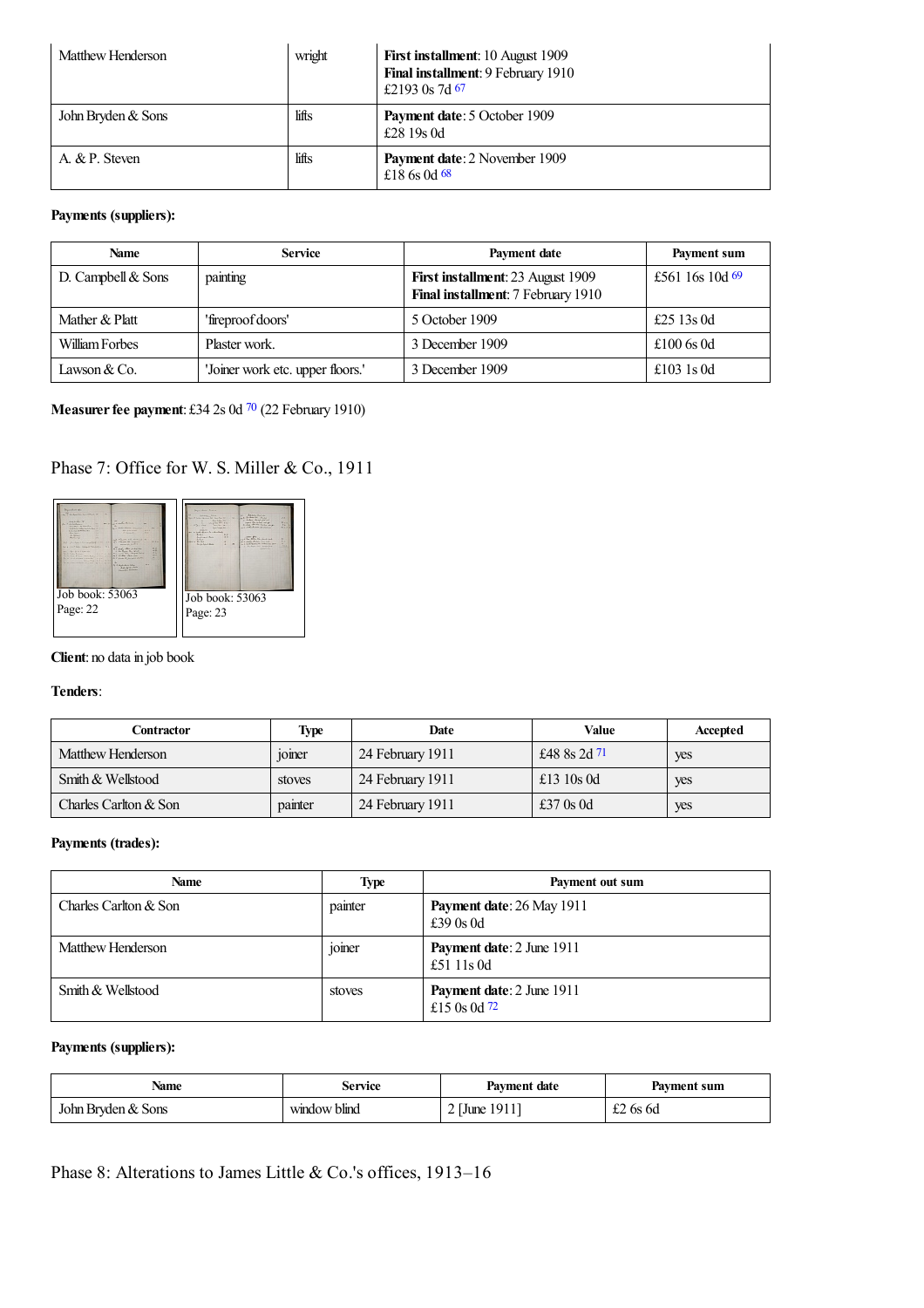| Matthew Henderson | wright | **First installment**: 10 August 1909<br>**Final installment**: 9 February 1910<br>£2193 0s 7d [67] |
|---|---|---|
| John Bryden & Sons | lifts | **Payment date**: 5 October 1909<br>£28 19s 0d |
| A. & P. Steven | lifts | **Payment date**: 2 November 1909<br>£18 6s 0d [68] |

**Payments (suppliers):**

| Name | Service | Payment date | Payment sum |
|---|---|---|---|
| D. Campbell & Sons | painting | **First installment**: 23 August 1909<br>**Final installment**: 7 February 1910 | £561 16s 10d [69] |
| Mather & Platt | 'fireproof doors' | 5 October 1909 | £25 13s 0d |
| William Forbes | Plaster work. | 3 December 1909 | £100 6s 0d |
| Lawson & Co. | 'Joiner work etc. upper floors.' | 3 December 1909 | £103 1s 0d |

**Measurer fee payment**: £34 2s 0d [70] (22 February 1910)

## Phase 7: Office for W. S. Miller & Co., 1911

Job book: 53063
Page: 22

Job book: 53063
Page: 23

**Client**: no data in job book

**Tenders**:

| Contractor | Type | Date | Value | Accepted |
|---|---|---|---|---|
| Matthew Henderson | joiner | 24 February 1911 | £48 8s 2d [71] | yes |
| Smith & Wellstood | stoves | 24 February 1911 | £13 10s 0d | yes |
| Charles Carlton & Son | painter | 24 February 1911 | £37 0s 0d | yes |

**Payments (trades):**

| Name | Type | Payment out sum |
|---|---|---|
| Charles Carlton & Son | painter | **Payment date**: 26 May 1911<br>£39 0s 0d |
| Matthew Henderson | joiner | **Payment date**: 2 June 1911<br>£51 11s 0d |
| Smith & Wellstood | stoves | **Payment date**: 2 June 1911<br>£15 0s 0d [72] |

**Payments (suppliers):**

| Name | Service | Payment date | Payment sum |
|---|---|---|---|
| John Bryden & Sons | window blind | 2 [June 1911] | £2 6s 6d |

## Phase 8: Alterations to James Little & Co.'s offices, 1913–16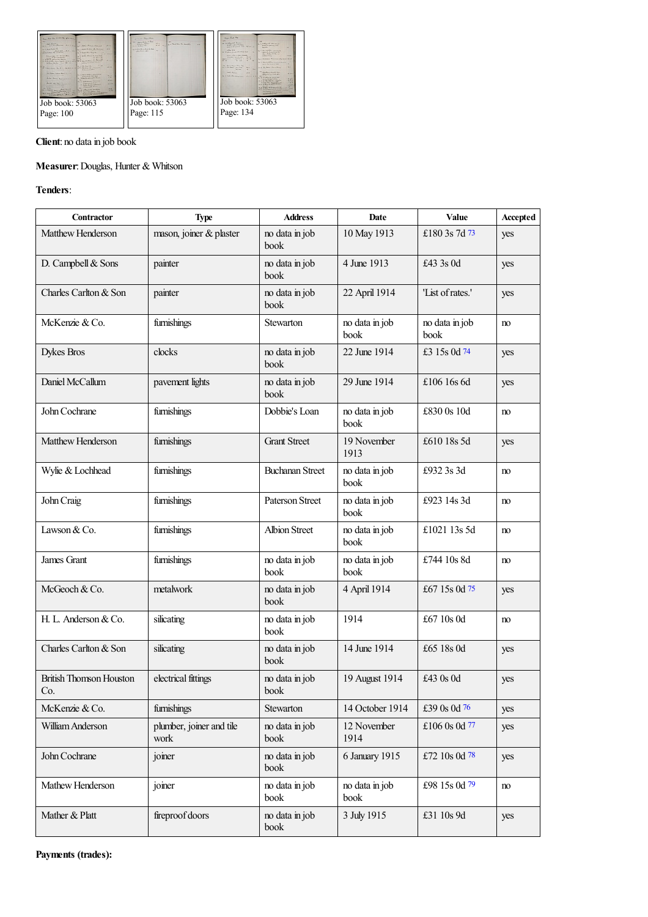Job book: 53063
Page: 100

Job book: 53063
Page: 115

Job book: 53063
Page: 134

**Client**: no data in job book

**Measurer**: Douglas, Hunter & Whitson

**Tenders**:

| Contractor | Type | Address | Date | Value | Accepted |
|---|---|---|---|---|---|
| Matthew Henderson | mason, joiner & plaster | no data in job book | 10 May 1913 | £180 3s 7d [73] | yes |
| D. Campbell & Sons | painter | no data in job book | 4 June 1913 | £43 3s 0d | yes |
| Charles Carlton & Son | painter | no data in job book | 22 April 1914 | 'List of rates.' | yes |
| McKenzie & Co. | furnishings | Stewarton | no data in job book | no data in job book | no |
| Dykes Bros | clocks | no data in job book | 22 June 1914 | £3 15s 0d [74] | yes |
| Daniel McCallum | pavement lights | no data in job book | 29 June 1914 | £106 16s 6d | yes |
| John Cochrane | furnishings | Dobbie's Loan | no data in job book | £830 0s 10d | no |
| Matthew Henderson | furnishings | Grant Street | 19 November 1913 | £610 18s 5d | yes |
| Wylie & Lochhead | furnishings | Buchanan Street | no data in job book | £932 3s 3d | no |
| John Craig | furnishings | Paterson Street | no data in job book | £923 14s 3d | no |
| Lawson & Co. | furnishings | Albion Street | no data in job book | £1021 13s 5d | no |
| James Grant | furnishings | no data in job book | no data in job book | £744 10s 8d | no |
| McGeoch & Co. | metalwork | no data in job book | 4 April 1914 | £67 15s 0d [75] | yes |
| H. L. Anderson & Co. | silicating | no data in job book | 1914 | £67 10s 0d | no |
| Charles Carlton & Son | silicating | no data in job book | 14 June 1914 | £65 18s 0d | yes |
| British Thomson Houston Co. | electrical fittings | no data in job book | 19 August 1914 | £43 0s 0d | yes |
| McKenzie & Co. | furnishings | Stewarton | 14 October 1914 | £39 0s 0d [76] | yes |
| William Anderson | plumber, joiner and tile work | no data in job book | 12 November 1914 | £106 0s 0d [77] | yes |
| John Cochrane | joiner | no data in job book | 6 January 1915 | £72 10s 0d [78] | yes |
| Mathew Henderson | joiner | no data in job book | no data in job book | £98 15s 0d [79] | no |
| Mather & Platt | fireproof doors | no data in job book | 3 July 1915 | £31 10s 9d | yes |

**Payments (trades):**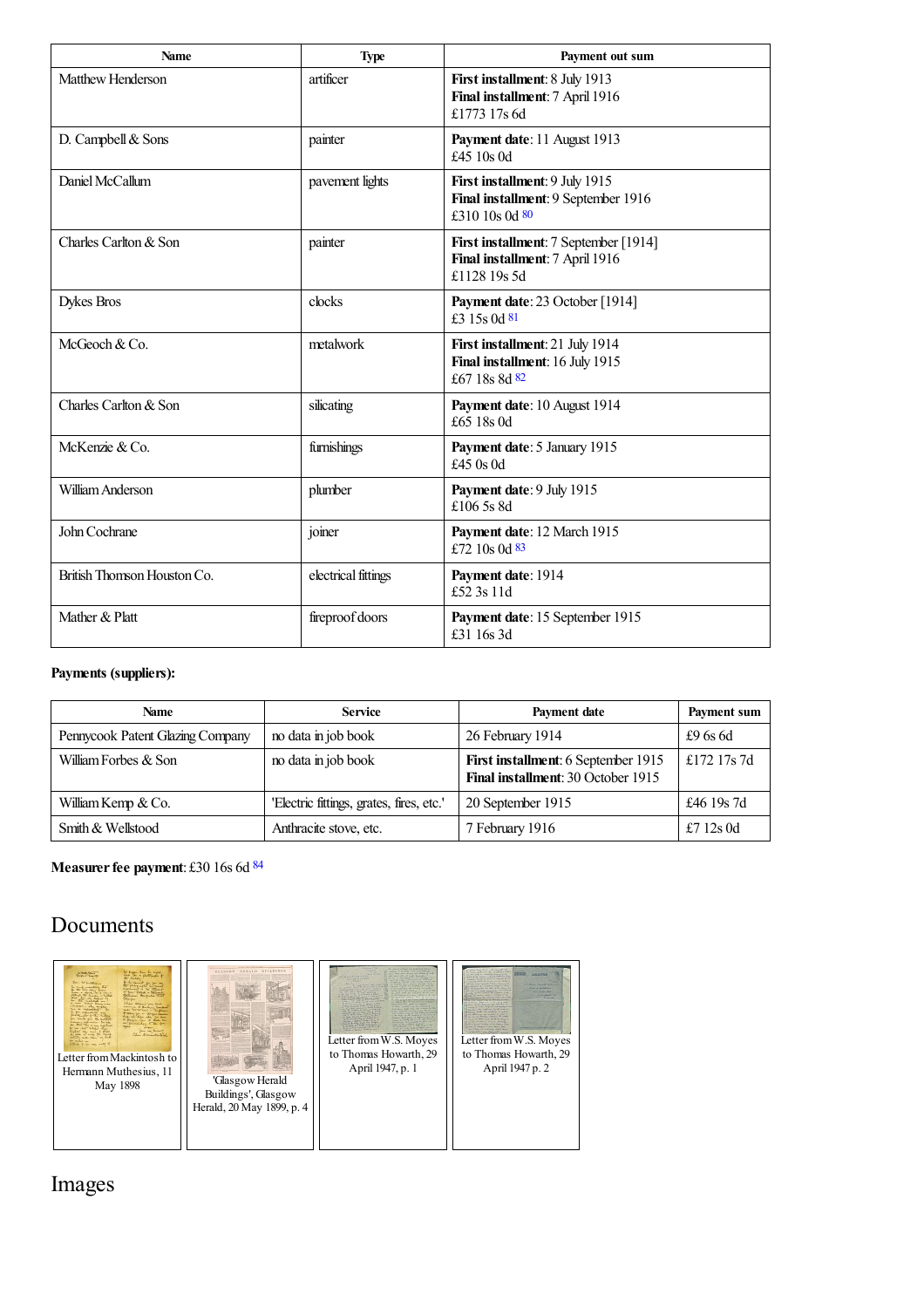| Name | Type | Payment out sum |
|---|---|---|
| Matthew Henderson | artificer | **First installment**: 8 July 1913<br>**Final installment**: 7 April 1916<br>£1773 17s 6d |
| D. Campbell & Sons | painter | **Payment date**: 11 August 1913<br>£45 10s 0d |
| Daniel McCallum | pavement lights | **First installment**: 9 July 1915<br>**Final installment**: 9 September 1916<br>£310 10s 0d [80] |
| Charles Carlton & Son | painter | **First installment**: 7 September [1914]<br>**Final installment**: 7 April 1916<br>£1128 19s 5d |
| Dykes Bros | clocks | **Payment date**: 23 October [1914]<br>£3 15s 0d [81] |
| McGeoch & Co. | metalwork | **First installment**: 21 July 1914<br>**Final installment**: 16 July 1915<br>£67 18s 8d [82] |
| Charles Carlton & Son | silicating | **Payment date**: 10 August 1914<br>£65 18s 0d |
| McKenzie & Co. | furnishings | **Payment date**: 5 January 1915<br>£45 0s 0d |
| William Anderson | plumber | **Payment date**: 9 July 1915<br>£106 5s 8d |
| John Cochrane | joiner | **Payment date**: 12 March 1915<br>£72 10s 0d [83] |
| British Thomson Houston Co. | electrical fittings | **Payment date**: 1914<br>£52 3s 11d |
| Mather & Platt | fireproof doors | **Payment date**: 15 September 1915<br>£31 16s 3d |

**Payments (suppliers):**

| Name | Service | Payment date | Payment sum |
|---|---|---|---|
| Pennycook Patent Glazing Company | no data in job book | 26 February 1914 | £9 6s 6d |
| William Forbes & Son | no data in job book | **First installment**: 6 September 1915<br>**Final installment**: 30 October 1915 | £172 17s 7d |
| William Kemp & Co. | 'Electric fittings, grates, fires, etc.' | 20 September 1915 | £46 19s 7d |
| Smith & Wellstood | Anthracite stove, etc. | 7 February 1916 | £7 12s 0d |

**Measurer fee payment**: £30 16s 6d [84]

## Documents

Letter from Mackintosh to Hermann Muthesius, 11 May 1898

'Glasgow Herald Buildings', Glasgow Herald, 20 May 1899, p. 4

Letter from W.S. Moyes to Thomas Howarth, 29 April 1947, p. 1

Letter from W.S. Moyes to Thomas Howarth, 29 April 1947 p. 2

## Images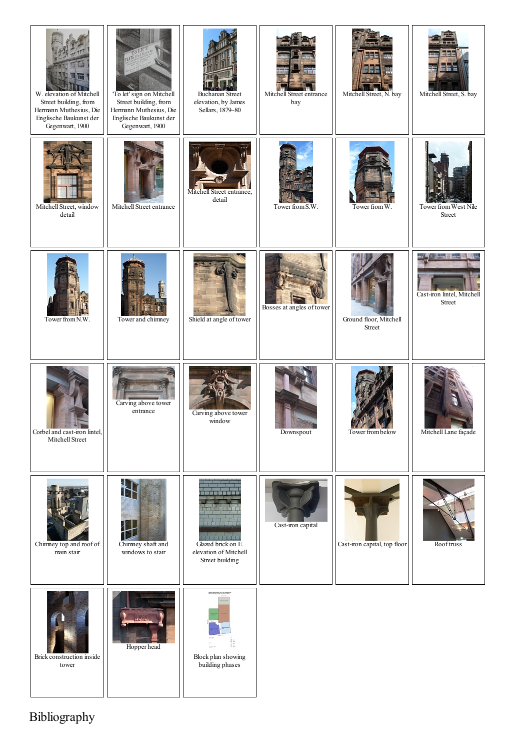W. elevation of Mitchell Street building, from Hermann Muthesius, Die Englische Baukunst der Gegenwart, 1900

'To let' sign on Mitchell Street building, from Hermann Muthesius, Die Englische Baukunst der Gegenwart, 1900

Buchanan Street elevation, by James Sellars, 1879–80

Mitchell Street entrance bay

Mitchell Street, N. bay

Mitchell Street, S. bay

Mitchell Street, window detail

Mitchell Street entrance

Mitchell Street entrance, detail

Tower from S.W.

Tower from W.

Tower from West Nile Street

Tower from N.W.

Tower and chimney

Shield at angle of tower

Bosses at angles of tower

Ground floor, Mitchell Street

Cast-iron lintel, Mitchell Street

Corbel and cast-iron lintel, Mitchell Street

Carving above tower entrance

Carving above tower window

Downspout

Tower from below

Mitchell Lane façade

Chimney top and roof of main stair

Chimney shaft and windows to stair

Glazed brick on E. elevation of Mitchell Street building

Cast-iron capital

Cast-iron capital, top floor

Roof truss

Brick construction inside tower

Hopper head

Block plan showing building phases

# Bibliography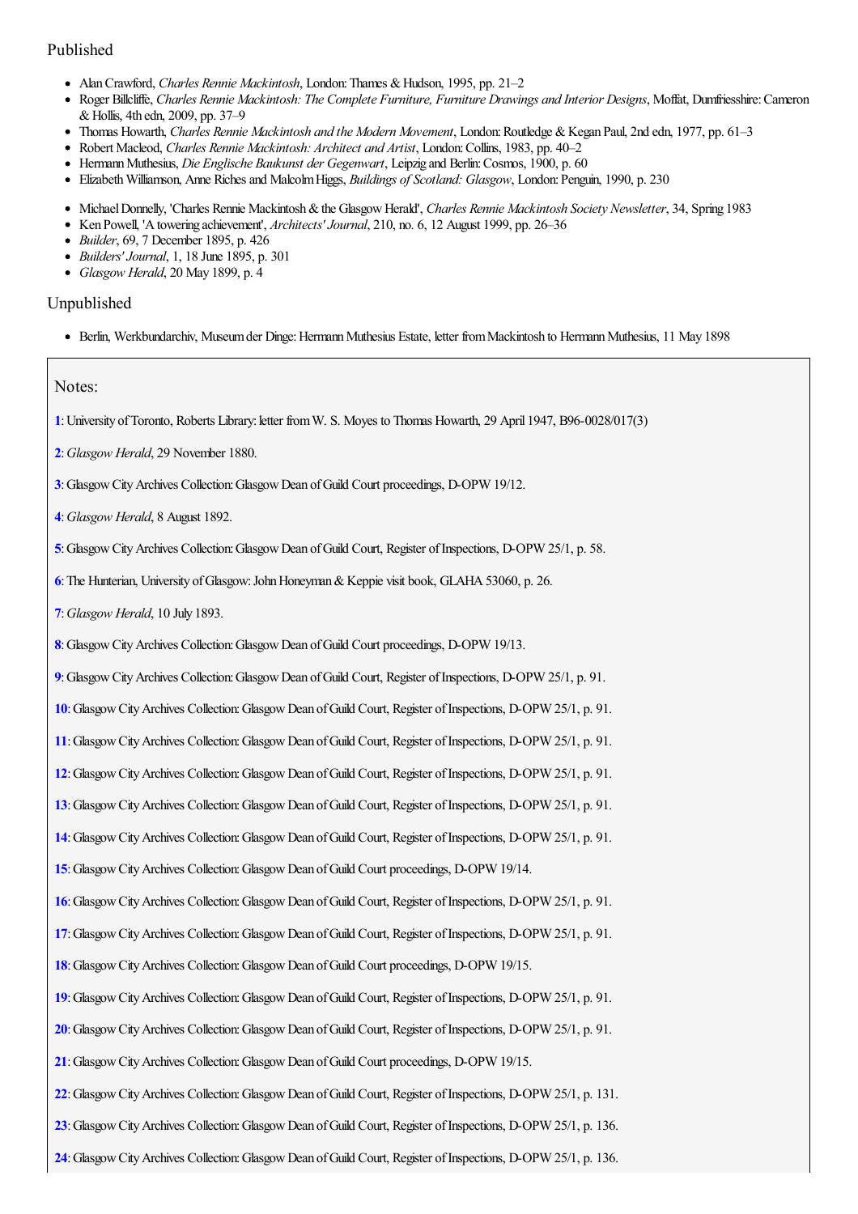## Published

- Alan Crawford, *Charles Rennie Mackintosh*, London: Thames & Hudson, 1995, pp. 21–2
- Roger Billcliffe, *Charles Rennie Mackintosh: The Complete Furniture, Furniture Drawings and Interior Designs*, Moffat, Dumfriesshire: Cameron & Hollis, 4th edn, 2009, pp. 37–9
- Thomas Howarth, *Charles Rennie Mackintosh and the Modern Movement*, London: Routledge & Kegan Paul, 2nd edn, 1977, pp. 61–3
- Robert Macleod, *Charles Rennie Mackintosh: Architect and Artist*, London: Collins, 1983, pp. 40–2
- Hermann Muthesius, *Die Englische Baukunst der Gegenwart*, Leipzig and Berlin: Cosmos, 1900, p. 60
- Elizabeth Williamson, Anne Riches and Malcolm Higgs, *Buildings of Scotland: Glasgow*, London: Penguin, 1990, p. 230

- Michael Donnelly, 'Charles Rennie Mackintosh & the Glasgow Herald', *Charles Rennie Mackintosh Society Newsletter*, 34, Spring 1983
- Ken Powell, 'A towering achievement', *Architects' Journal*, 210, no. 6, 12 August 1999, pp. 26–36
- *Builder*, 69, 7 December 1895, p. 426
- *Builders' Journal*, 1, 18 June 1895, p. 301
- *Glasgow Herald*, 20 May 1899, p. 4

## Unpublished

- Berlin, Werkbundarchiv, Museum der Dinge: Hermann Muthesius Estate, letter from Mackintosh to Hermann Muthesius, 11 May 1898

Notes:

1: University of Toronto, Roberts Library: letter from W. S. Moyes to Thomas Howarth, 29 April 1947, B96-0028/017(3)

2: *Glasgow Herald*, 29 November 1880.

3: Glasgow City Archives Collection: Glasgow Dean of Guild Court proceedings, D-OPW 19/12.

4: *Glasgow Herald*, 8 August 1892.

5: Glasgow City Archives Collection: Glasgow Dean of Guild Court, Register of Inspections, D-OPW 25/1, p. 58.

6: The Hunterian, University of Glasgow: John Honeyman & Keppie visit book, GLAHA 53060, p. 26.

7: *Glasgow Herald*, 10 July 1893.

8: Glasgow City Archives Collection: Glasgow Dean of Guild Court proceedings, D-OPW 19/13.

9: Glasgow City Archives Collection: Glasgow Dean of Guild Court, Register of Inspections, D-OPW 25/1, p. 91.

10: Glasgow City Archives Collection: Glasgow Dean of Guild Court, Register of Inspections, D-OPW 25/1, p. 91.

11: Glasgow City Archives Collection: Glasgow Dean of Guild Court, Register of Inspections, D-OPW 25/1, p. 91.

12: Glasgow City Archives Collection: Glasgow Dean of Guild Court, Register of Inspections, D-OPW 25/1, p. 91.

13: Glasgow City Archives Collection: Glasgow Dean of Guild Court, Register of Inspections, D-OPW 25/1, p. 91.

14: Glasgow City Archives Collection: Glasgow Dean of Guild Court, Register of Inspections, D-OPW 25/1, p. 91.

15: Glasgow City Archives Collection: Glasgow Dean of Guild Court proceedings, D-OPW 19/14.

16: Glasgow City Archives Collection: Glasgow Dean of Guild Court, Register of Inspections, D-OPW 25/1, p. 91.

17: Glasgow City Archives Collection: Glasgow Dean of Guild Court, Register of Inspections, D-OPW 25/1, p. 91.

18: Glasgow City Archives Collection: Glasgow Dean of Guild Court proceedings, D-OPW 19/15.

19: Glasgow City Archives Collection: Glasgow Dean of Guild Court, Register of Inspections, D-OPW 25/1, p. 91.

20: Glasgow City Archives Collection: Glasgow Dean of Guild Court, Register of Inspections, D-OPW 25/1, p. 91.

21: Glasgow City Archives Collection: Glasgow Dean of Guild Court proceedings, D-OPW 19/15.

22: Glasgow City Archives Collection: Glasgow Dean of Guild Court, Register of Inspections, D-OPW 25/1, p. 131.

23: Glasgow City Archives Collection: Glasgow Dean of Guild Court, Register of Inspections, D-OPW 25/1, p. 136.

24: Glasgow City Archives Collection: Glasgow Dean of Guild Court, Register of Inspections, D-OPW 25/1, p. 136.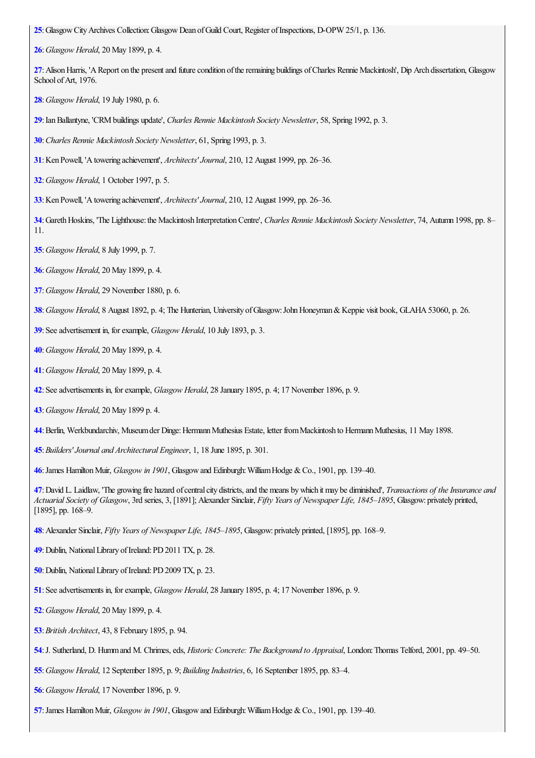**25**: Glasgow City Archives Collection: Glasgow Dean of Guild Court, Register of Inspections, D-OPW 25/1, p. 136.

**26**: *Glasgow Herald*, 20 May 1899, p. 4.

**27**: Alison Harris, 'A Report on the present and future condition of the remaining buildings of Charles Rennie Mackintosh', Dip Arch dissertation, Glasgow School of Art, 1976.

**28**: *Glasgow Herald*, 19 July 1980, p. 6.

**29**: Ian Ballantyne, 'CRM buildings update', *Charles Rennie Mackintosh Society Newsletter*, 58, Spring 1992, p. 3.

**30**: *Charles Rennie Mackintosh Society Newsletter*, 61, Spring 1993, p. 3.

**31**: Ken Powell, 'A towering achievement', *Architects' Journal*, 210, 12 August 1999, pp. 26–36.

**32**: *Glasgow Herald*, 1 October 1997, p. 5.

**33**: Ken Powell, 'A towering achievement', *Architects' Journal*, 210, 12 August 1999, pp. 26–36.

**34**: Gareth Hoskins, 'The Lighthouse: the Mackintosh Interpretation Centre', *Charles Rennie Mackintosh Society Newsletter*, 74, Autumn 1998, pp. 8–11.

**35**: *Glasgow Herald*, 8 July 1999, p. 7.

**36**: *Glasgow Herald*, 20 May 1899, p. 4.

**37**: *Glasgow Herald*, 29 November 1880, p. 6.

**38**: *Glasgow Herald*, 8 August 1892, p. 4; The Hunterian, University of Glasgow: John Honeyman & Keppie visit book, GLAHA 53060, p. 26.

**39**: See advertisement in, for example, *Glasgow Herald*, 10 July 1893, p. 3.

**40**: *Glasgow Herald*, 20 May 1899, p. 4.

**41**: *Glasgow Herald*, 20 May 1899, p. 4.

**42**: See advertisements in, for example, *Glasgow Herald*, 28 January 1895, p. 4; 17 November 1896, p. 9.

**43**: *Glasgow Herald*, 20 May 1899 p. 4.

**44**: Berlin, Werkbundarchiv, Museum der Dinge: Hermann Muthesius Estate, letter from Mackintosh to Hermann Muthesius, 11 May 1898.

**45**: *Builders' Journal and Architectural Engineer*, 1, 18 June 1895, p. 301.

**46**: James Hamilton Muir, *Glasgow in 1901*, Glasgow and Edinburgh: William Hodge & Co., 1901, pp. 139–40.

**47**: David L. Laidlaw, 'The growing fire hazard of central city districts, and the means by which it may be diminished', *Transactions of the Insurance and Actuarial Society of Glasgow*, 3rd series, 3, [1891]; Alexander Sinclair, *Fifty Years of Newspaper Life, 1845–1895*, Glasgow: privately printed, [1895], pp. 168–9.

**48**: Alexander Sinclair, *Fifty Years of Newspaper Life, 1845–1895*, Glasgow: privately printed, [1895], pp. 168–9.

**49**: Dublin, National Library of Ireland: PD 2011 TX, p. 28.

**50**: Dublin, National Library of Ireland: PD 2009 TX, p. 23.

**51**: See advertisements in, for example, *Glasgow Herald*, 28 January 1895, p. 4; 17 November 1896, p. 9.

**52**: *Glasgow Herald*, 20 May 1899, p. 4.

**53**: *British Architect*, 43, 8 February 1895, p. 94.

**54**: J. Sutherland, D. Humm and M. Chrimes, eds, *Historic Concrete: The Background to Appraisal*, London: Thomas Telford, 2001, pp. 49–50.

**55**: *Glasgow Herald*, 12 September 1895, p. 9; *Building Industries*, 6, 16 September 1895, pp. 83–4.

**56**: *Glasgow Herald*, 17 November 1896, p. 9.

**57**: James Hamilton Muir, *Glasgow in 1901*, Glasgow and Edinburgh: William Hodge & Co., 1901, pp. 139–40.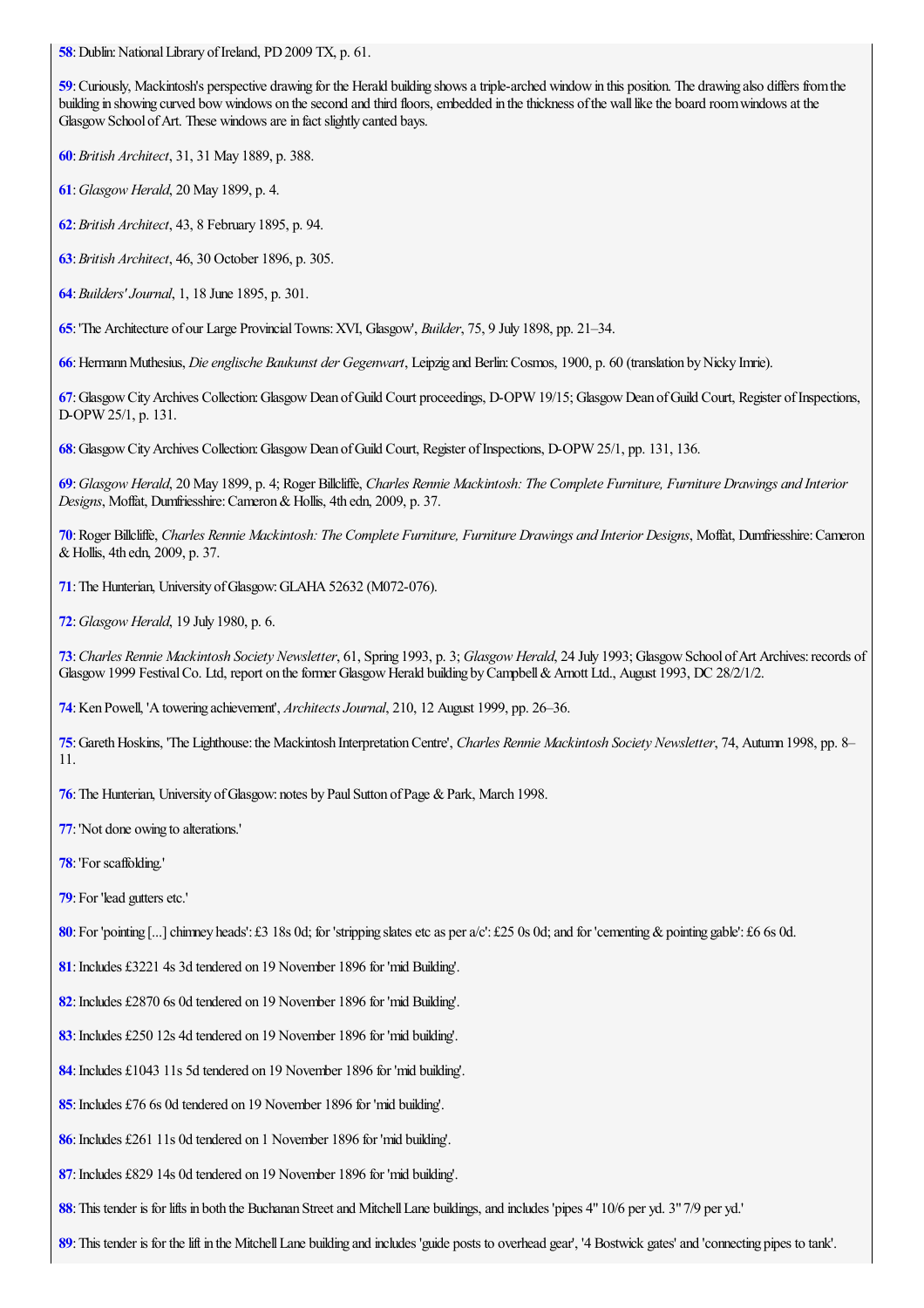**58**: Dublin: National Library of Ireland, PD 2009 TX, p. 61.

**59**: Curiously, Mackintosh's perspective drawing for the Herald building shows a triple-arched window in this position. The drawing also differs from the building in showing curved bow windows on the second and third floors, embedded in the thickness of the wall like the board room windows at the Glasgow School of Art. These windows are in fact slightly canted bays.

**60**: *British Architect*, 31, 31 May 1889, p. 388.

**61**: *Glasgow Herald*, 20 May 1899, p. 4.

**62**: *British Architect*, 43, 8 February 1895, p. 94.

**63**: *British Architect*, 46, 30 October 1896, p. 305.

**64**: *Builders' Journal*, 1, 18 June 1895, p. 301.

**65**: 'The Architecture of our Large Provincial Towns: XVI, Glasgow', *Builder*, 75, 9 July 1898, pp. 21–34.

**66**: Hermann Muthesius, *Die englische Baukunst der Gegenwart*, Leipzig and Berlin: Cosmos, 1900, p. 60 (translation by Nicky Imrie).

**67**: Glasgow City Archives Collection: Glasgow Dean of Guild Court proceedings, D-OPW 19/15; Glasgow Dean of Guild Court, Register of Inspections, D-OPW 25/1, p. 131.

**68**: Glasgow City Archives Collection: Glasgow Dean of Guild Court, Register of Inspections, D-OPW 25/1, pp. 131, 136.

**69**: *Glasgow Herald*, 20 May 1899, p. 4; Roger Billcliffe, *Charles Rennie Mackintosh: The Complete Furniture, Furniture Drawings and Interior Designs*, Moffat, Dumfriesshire: Cameron & Hollis, 4th edn, 2009, p. 37.

**70**: Roger Billcliffe, *Charles Rennie Mackintosh: The Complete Furniture, Furniture Drawings and Interior Designs*, Moffat, Dumfriesshire: Cameron & Hollis, 4th edn, 2009, p. 37.

**71**: The Hunterian, University of Glasgow: GLAHA 52632 (M072-076).

**72**: *Glasgow Herald*, 19 July 1980, p. 6.

**73**: *Charles Rennie Mackintosh Society Newsletter*, 61, Spring 1993, p. 3; *Glasgow Herald*, 24 July 1993; Glasgow School of Art Archives: records of Glasgow 1999 Festival Co. Ltd, report on the former Glasgow Herald building by Campbell & Arnott Ltd., August 1993, DC 28/2/1/2.

**74**: Ken Powell, 'A towering achievement', *Architects Journal*, 210, 12 August 1999, pp. 26–36.

**75**: Gareth Hoskins, 'The Lighthouse: the Mackintosh Interpretation Centre', *Charles Rennie Mackintosh Society Newsletter*, 74, Autumn 1998, pp. 8–11.

**76**: The Hunterian, University of Glasgow: notes by Paul Sutton of Page & Park, March 1998.

**77**: 'Not done owing to alterations.'

**78**: 'For scaffolding.'

**79**: For 'lead gutters etc.'

**80**: For 'pointing [...] chimney heads': £3 18s 0d; for 'stripping slates etc as per a/c': £25 0s 0d; and for 'cementing & pointing gable': £6 6s 0d.

**81**: Includes £3221 4s 3d tendered on 19 November 1896 for 'mid Building'.

**82**: Includes £2870 6s 0d tendered on 19 November 1896 for 'mid Building'.

**83**: Includes £250 12s 4d tendered on 19 November 1896 for 'mid building'.

**84**: Includes £1043 11s 5d tendered on 19 November 1896 for 'mid building'.

**85**: Includes £76 6s 0d tendered on 19 November 1896 for 'mid building'.

**86**: Includes £261 11s 0d tendered on 1 November 1896 for 'mid building'.

**87**: Includes £829 14s 0d tendered on 19 November 1896 for 'mid building'.

**88**: This tender is for lifts in both the Buchanan Street and Mitchell Lane buildings, and includes 'pipes 4" 10/6 per yd. 3" 7/9 per yd.'

**89**: This tender is for the lift in the Mitchell Lane building and includes 'guide posts to overhead gear', '4 Bostwick gates' and 'connecting pipes to tank'.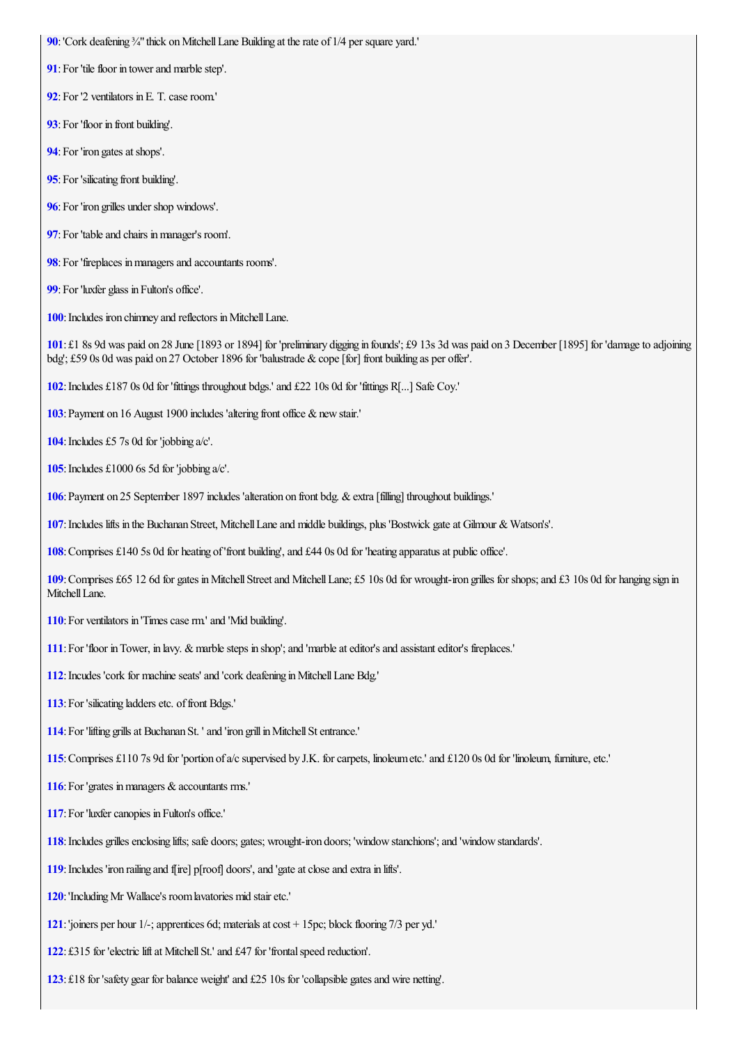**90**: 'Cork deafening ¾" thick on Mitchell Lane Building at the rate of 1/4 per square yard.'

**91**: For 'tile floor in tower and marble step'.

**92**: For '2 ventilators in E. T. case room.'

**93**: For 'floor in front building'.

**94**: For 'iron gates at shops'.

**95**: For 'silicating front building'.

**96**: For 'iron grilles under shop windows'.

**97**: For 'table and chairs in manager's room'.

**98**: For 'fireplaces in managers and accountants rooms'.

**99**: For 'luxfer glass in Fulton's office'.

**100**: Includes iron chimney and reflectors in Mitchell Lane.

**101**: £1 8s 9d was paid on 28 June [1893 or 1894] for 'preliminary digging in founds'; £9 13s 3d was paid on 3 December [1895] for 'damage to adjoining bdg'; £59 0s 0d was paid on 27 October 1896 for 'balustrade & cope [for] front building as per offer'.

**102**: Includes £187 0s 0d for 'fittings throughout bdgs.' and £22 10s 0d for 'fittings R[...] Safe Coy.'

**103**: Payment on 16 August 1900 includes 'altering front office & new stair.'

**104**: Includes £5 7s 0d for 'jobbing a/c'.

**105**: Includes £1000 6s 5d for 'jobbing a/c'.

**106**: Payment on 25 September 1897 includes 'alteration on front bdg. & extra [filling] throughout buildings.'

**107**: Includes lifts in the Buchanan Street, Mitchell Lane and middle buildings, plus 'Bostwick gate at Gilmour & Watson's'.

**108**: Comprises £140 5s 0d for heating of 'front building', and £44 0s 0d for 'heating apparatus at public office'.

**109**: Comprises £65 12 6d for gates in Mitchell Street and Mitchell Lane; £5 10s 0d for wrought-iron grilles for shops; and £3 10s 0d for hanging sign in Mitchell Lane.

**110**: For ventilators in 'Times case rm.' and 'Mid building'.

**111**: For 'floor in Tower, in lavy. & marble steps in shop'; and 'marble at editor's and assistant editor's fireplaces.'

**112**: Incudes 'cork for machine seats' and 'cork deafening in Mitchell Lane Bdg.'

**113**: For 'silicating ladders etc. of front Bdgs.'

**114**: For 'lifting grills at Buchanan St. ' and 'iron grill in Mitchell St entrance.'

**115**: Comprises £110 7s 9d for 'portion of a/c supervised by J.K. for carpets, linoleum etc.' and £120 0s 0d for 'linoleum, furniture, etc.'

**116**: For 'grates in managers & accountants rms.'

**117**: For 'luxfer canopies in Fulton's office.'

**118**: Includes grilles enclosing lifts; safe doors; gates; wrought-iron doors; 'window stanchions'; and 'window standards'.

**119**: Includes 'iron railing and f[ire] p[roof] doors', and 'gate at close and extra in lifts'.

**120**: 'Including Mr Wallace's room lavatories mid stair etc.'

**121**: 'joiners per hour 1/-; apprentices 6d; materials at cost + 15pc; block flooring 7/3 per yd.'

**122**: £315 for 'electric lift at Mitchell St.' and £47 for 'frontal speed reduction'.

**123**: £18 for 'safety gear for balance weight' and £25 10s for 'collapsible gates and wire netting'.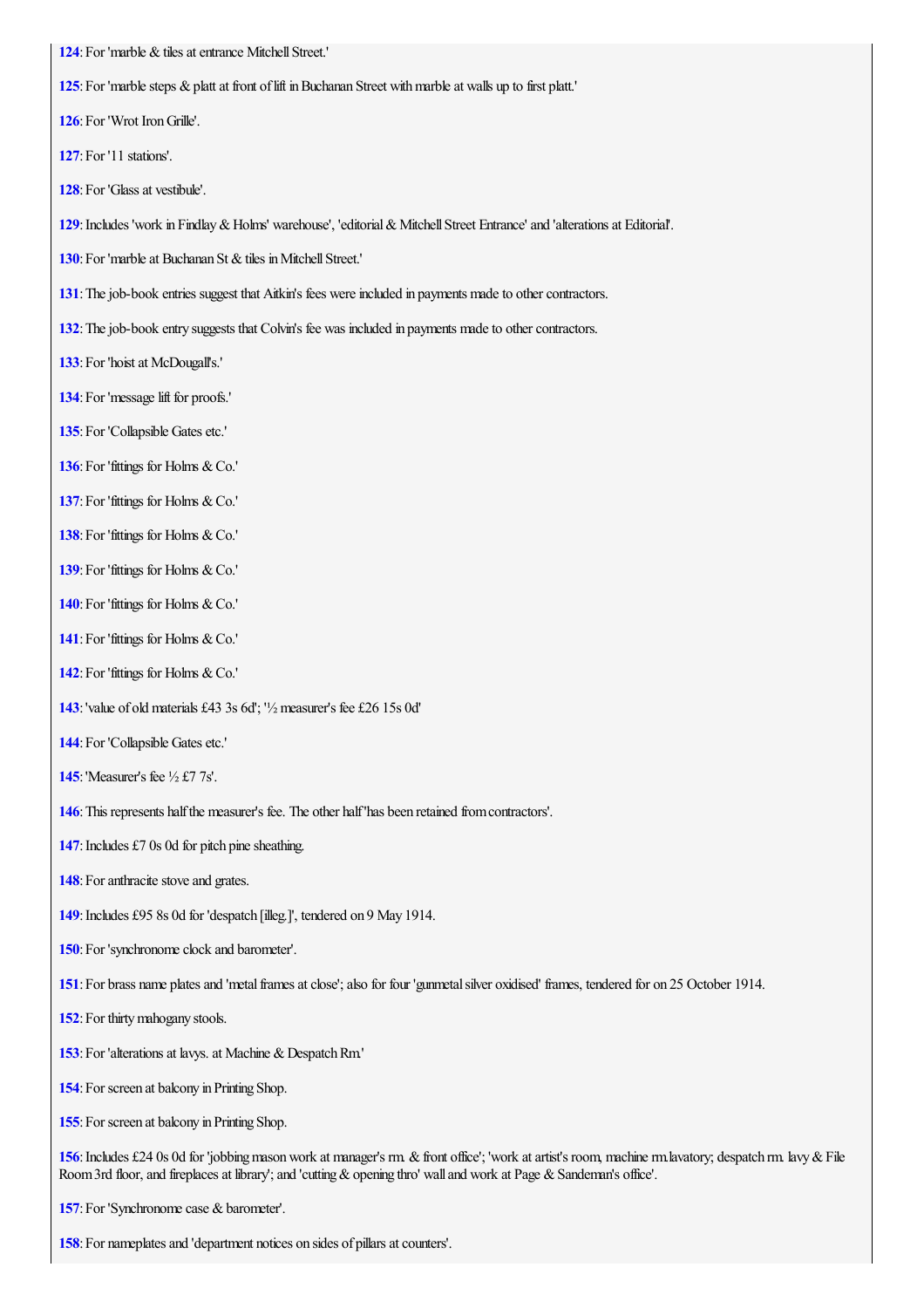**124**: For 'marble & tiles at entrance Mitchell Street.'

**125**: For 'marble steps & platt at front of lift in Buchanan Street with marble at walls up to first platt.'

**126**: For 'Wrot Iron Grille'.

**127**: For '11 stations'.

**128**: For 'Glass at vestibule'.

**129**: Includes 'work in Findlay & Holms' warehouse', 'editorial & Mitchell Street Entrance' and 'alterations at Editorial'.

**130**: For 'marble at Buchanan St & tiles in Mitchell Street.'

**131**: The job-book entries suggest that Aitkin's fees were included in payments made to other contractors.

**132**: The job-book entry suggests that Colvin's fee was included in payments made to other contractors.

**133**: For 'hoist at McDougall's.'

**134**: For 'message lift for proofs.'

**135**: For 'Collapsible Gates etc.'

**136**: For 'fittings for Holms & Co.'

**137**: For 'fittings for Holms & Co.'

**138**: For 'fittings for Holms & Co.'

**139**: For 'fittings for Holms & Co.'

**140**: For 'fittings for Holms & Co.'

**141**: For 'fittings for Holms & Co.'

**142**: For 'fittings for Holms & Co.'

**143**: 'value of old materials £43 3s 6d'; '½ measurer's fee £26 15s 0d'

**144**: For 'Collapsible Gates etc.'

**145**: 'Measurer's fee ½ £7 7s'.

**146**: This represents half the measurer's fee. The other half 'has been retained from contractors'.

**147**: Includes £7 0s 0d for pitch pine sheathing.

**148**: For anthracite stove and grates.

**149**: Includes £95 8s 0d for 'despatch [illeg.]', tendered on 9 May 1914.

**150**: For 'synchronome clock and barometer'.

**151**: For brass name plates and 'metal frames at close'; also for four 'gunmetal silver oxidised' frames, tendered for on 25 October 1914.

**152**: For thirty mahogany stools.

**153**: For 'alterations at lavys. at Machine & Despatch Rm.'

**154**: For screen at balcony in Printing Shop.

**155**: For screen at balcony in Printing Shop.

**156**: Includes £24 0s 0d for 'jobbing mason work at manager's rm. & front office'; 'work at artist's room, machine rm.lavatory; despatch rm. lavy & File Room 3rd floor, and fireplaces at library'; and 'cutting & opening thro' wall and work at Page & Sandeman's office'.

**157**: For 'Synchronome case & barometer'.

**158**: For nameplates and 'department notices on sides of pillars at counters'.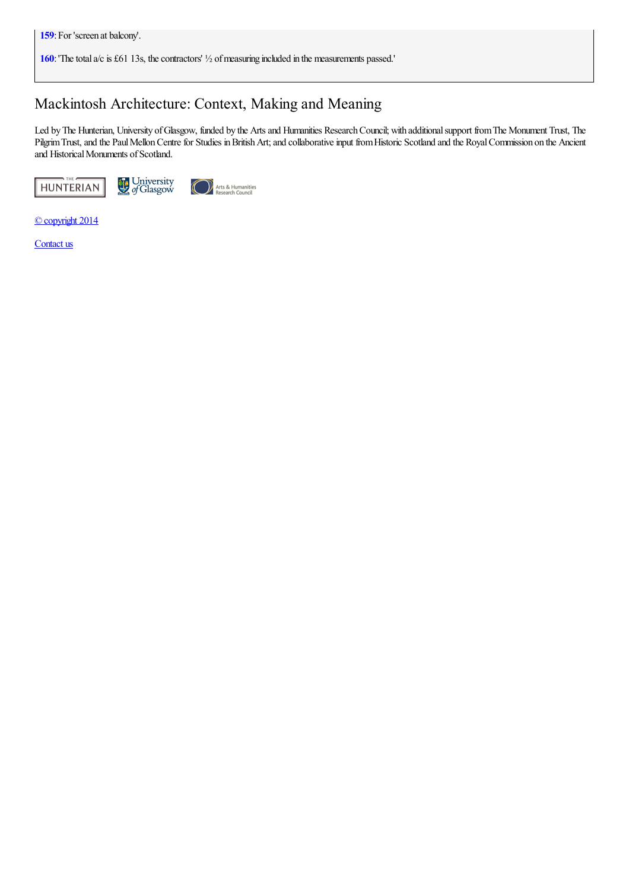**159**: For 'screen at balcony'.

**160**: 'The total a/c is £61 13s, the contractors' ½ of measuring included in the measurements passed.'

## Mackintosh Architecture: Context, Making and Meaning

Led by The Hunterian, University of Glasgow, funded by the Arts and Humanities Research Council; with additional support from The Monument Trust, The Pilgrim Trust, and the Paul Mellon Centre for Studies in British Art; and collaborative input from Historic Scotland and the Royal Commission on the Ancient and Historical Monuments of Scotland.

THE HUNTERIAN University of Glasgow Arts & Humanities Research Council

© copyright 2014

Contact us